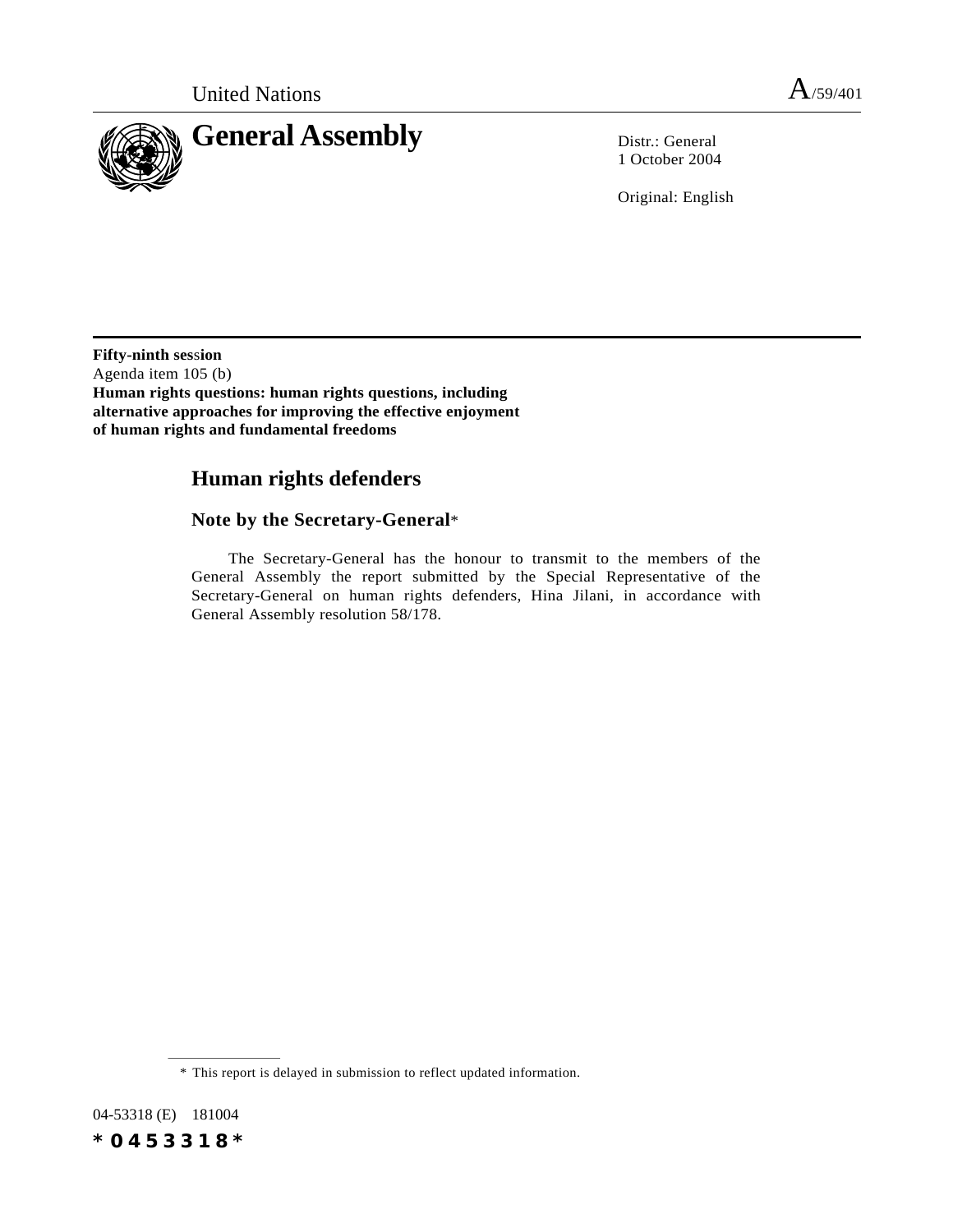United Nations A/59/401

# General Assembly

Distr.: General
1 October 2004

Original: English

**Fifty-ninth session**
Agenda item 105 (b)
**Human rights questions: human rights questions, including alternative approaches for improving the effective enjoyment of human rights and fundamental freedoms**

## Human rights defenders

### Note by the Secretary-General*

The Secretary-General has the honour to transmit to the members of the General Assembly the report submitted by the Special Representative of the Secretary-General on human rights defenders, Hina Jilani, in accordance with General Assembly resolution 58/178.

---

\* This report is delayed in submission to reflect updated information.

04-53318 (E) 181004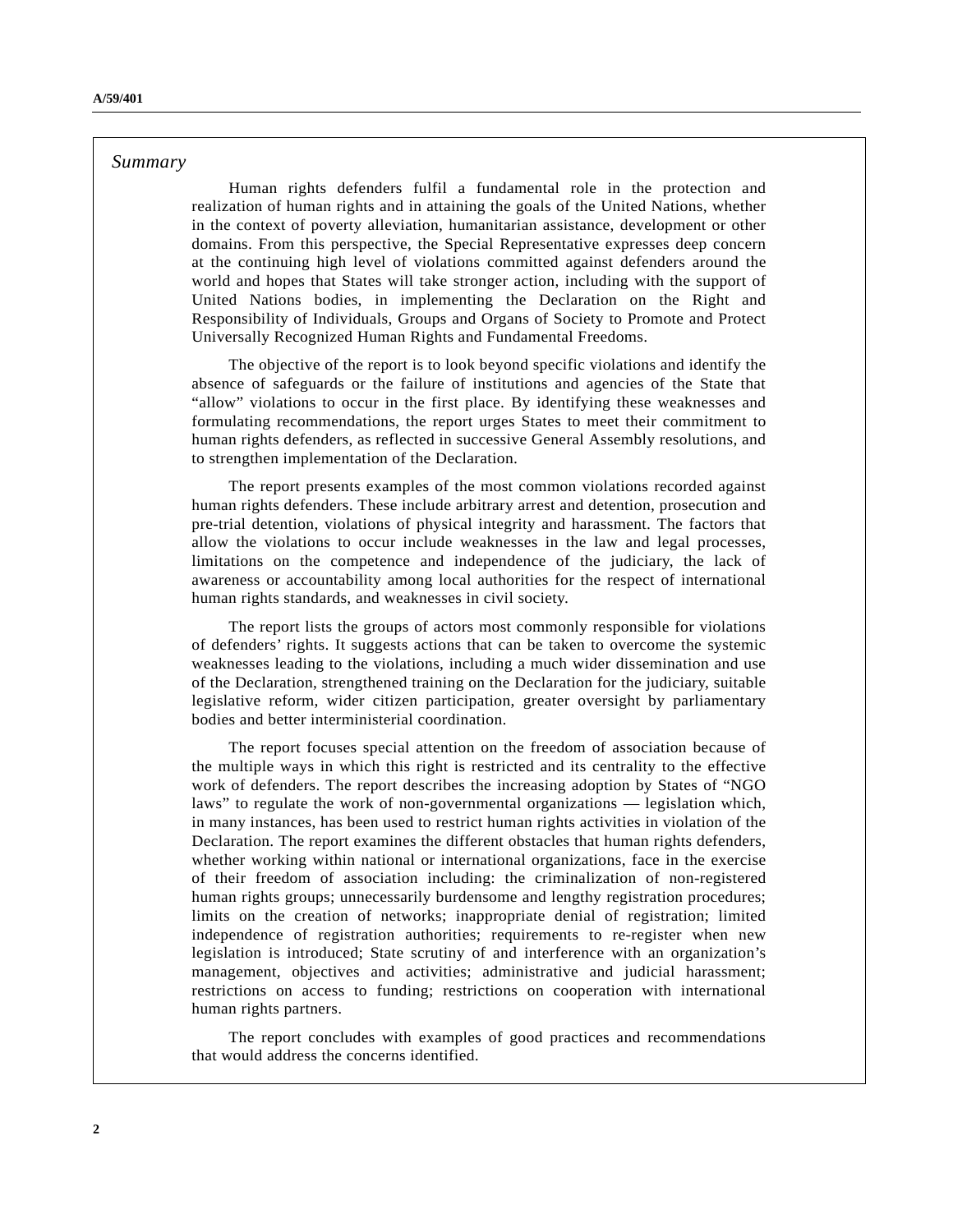*Summary*

Human rights defenders fulfil a fundamental role in the protection and realization of human rights and in attaining the goals of the United Nations, whether in the context of poverty alleviation, humanitarian assistance, development or other domains. From this perspective, the Special Representative expresses deep concern at the continuing high level of violations committed against defenders around the world and hopes that States will take stronger action, including with the support of United Nations bodies, in implementing the Declaration on the Right and Responsibility of Individuals, Groups and Organs of Society to Promote and Protect Universally Recognized Human Rights and Fundamental Freedoms.

The objective of the report is to look beyond specific violations and identify the absence of safeguards or the failure of institutions and agencies of the State that "allow" violations to occur in the first place. By identifying these weaknesses and formulating recommendations, the report urges States to meet their commitment to human rights defenders, as reflected in successive General Assembly resolutions, and to strengthen implementation of the Declaration.

The report presents examples of the most common violations recorded against human rights defenders. These include arbitrary arrest and detention, prosecution and pre-trial detention, violations of physical integrity and harassment. The factors that allow the violations to occur include weaknesses in the law and legal processes, limitations on the competence and independence of the judiciary, the lack of awareness or accountability among local authorities for the respect of international human rights standards, and weaknesses in civil society.

The report lists the groups of actors most commonly responsible for violations of defenders' rights. It suggests actions that can be taken to overcome the systemic weaknesses leading to the violations, including a much wider dissemination and use of the Declaration, strengthened training on the Declaration for the judiciary, suitable legislative reform, wider citizen participation, greater oversight by parliamentary bodies and better interministerial coordination.

The report focuses special attention on the freedom of association because of the multiple ways in which this right is restricted and its centrality to the effective work of defenders. The report describes the increasing adoption by States of "NGO laws" to regulate the work of non-governmental organizations — legislation which, in many instances, has been used to restrict human rights activities in violation of the Declaration. The report examines the different obstacles that human rights defenders, whether working within national or international organizations, face in the exercise of their freedom of association including: the criminalization of non-registered human rights groups; unnecessarily burdensome and lengthy registration procedures; limits on the creation of networks; inappropriate denial of registration; limited independence of registration authorities; requirements to re-register when new legislation is introduced; State scrutiny of and interference with an organization's management, objectives and activities; administrative and judicial harassment; restrictions on access to funding; restrictions on cooperation with international human rights partners.

The report concludes with examples of good practices and recommendations that would address the concerns identified.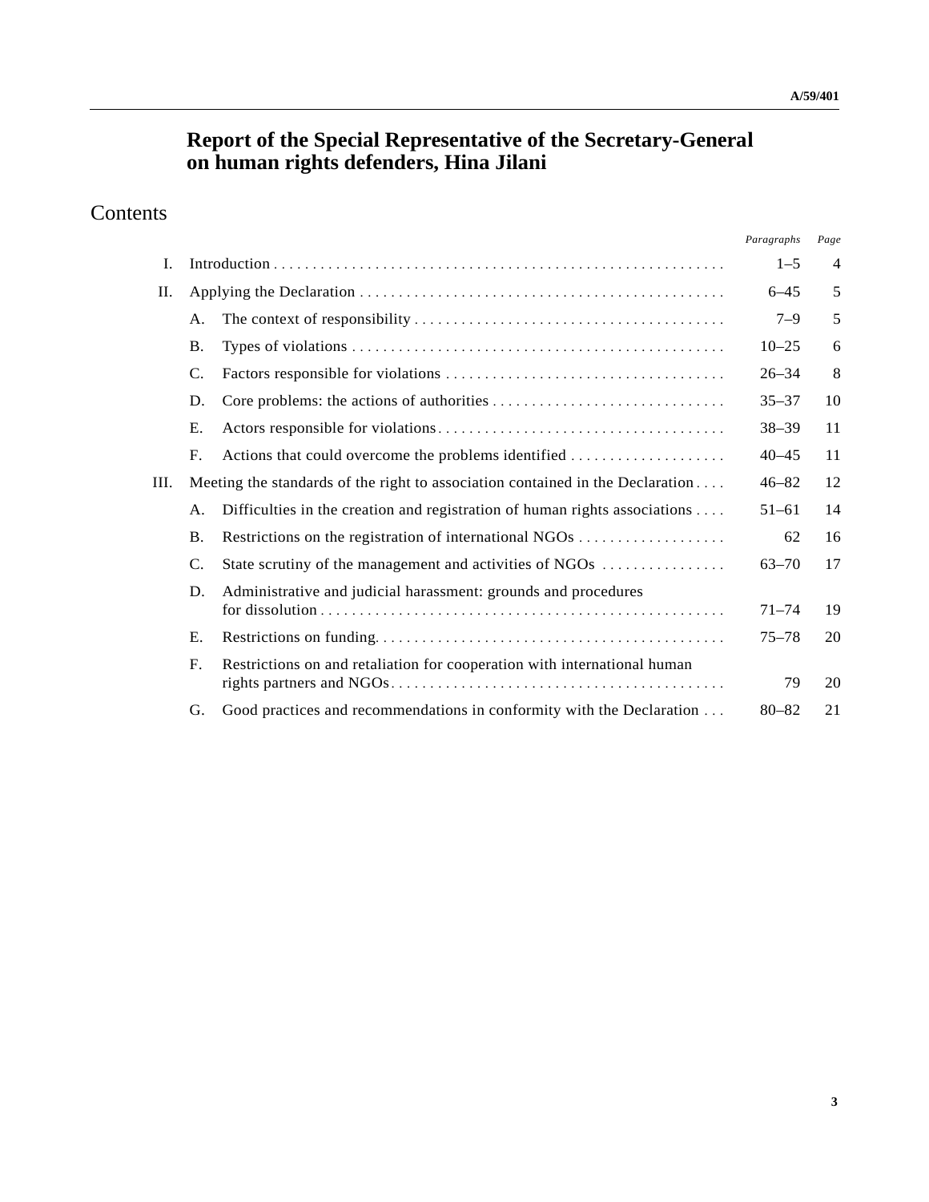# Report of the Special Representative of the Secretary-General on human rights defenders, Hina Jilani

## Contents

| | | | *Paragraphs* | *Page* |
|---|---|---|---|---|
| I. | Introduction | | 1–5 | 4 |
| II. | Applying the Declaration | | 6–45 | 5 |
| | A. | The context of responsibility | 7–9 | 5 |
| | B. | Types of violations | 10–25 | 6 |
| | C. | Factors responsible for violations | 26–34 | 8 |
| | D. | Core problems: the actions of authorities | 35–37 | 10 |
| | E. | Actors responsible for violations | 38–39 | 11 |
| | F. | Actions that could overcome the problems identified | 40–45 | 11 |
| III. | Meeting the standards of the right to association contained in the Declaration | | 46–82 | 12 |
| | A. | Difficulties in the creation and registration of human rights associations | 51–61 | 14 |
| | B. | Restrictions on the registration of international NGOs | 62 | 16 |
| | C. | State scrutiny of the management and activities of NGOs | 63–70 | 17 |
| | D. | Administrative and judicial harassment: grounds and procedures for dissolution | 71–74 | 19 |
| | E. | Restrictions on funding | 75–78 | 20 |
| | F. | Restrictions on and retaliation for cooperation with international human rights partners and NGOs | 79 | 20 |
| | G. | Good practices and recommendations in conformity with the Declaration | 80–82 | 21 |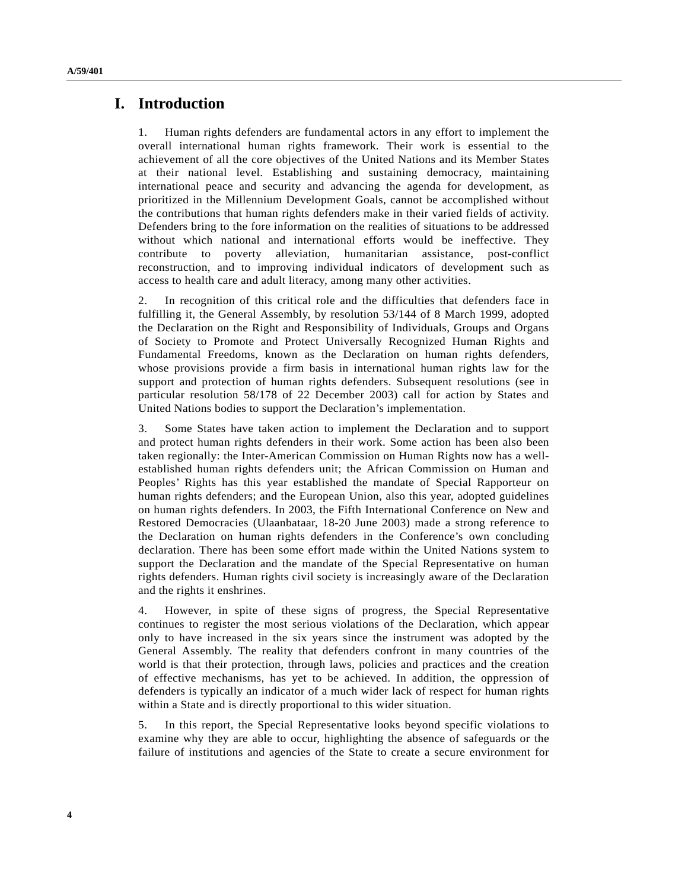# I. Introduction

1. Human rights defenders are fundamental actors in any effort to implement the overall international human rights framework. Their work is essential to the achievement of all the core objectives of the United Nations and its Member States at their national level. Establishing and sustaining democracy, maintaining international peace and security and advancing the agenda for development, as prioritized in the Millennium Development Goals, cannot be accomplished without the contributions that human rights defenders make in their varied fields of activity. Defenders bring to the fore information on the realities of situations to be addressed without which national and international efforts would be ineffective. They contribute to poverty alleviation, humanitarian assistance, post-conflict reconstruction, and to improving individual indicators of development such as access to health care and adult literacy, among many other activities.

2. In recognition of this critical role and the difficulties that defenders face in fulfilling it, the General Assembly, by resolution 53/144 of 8 March 1999, adopted the Declaration on the Right and Responsibility of Individuals, Groups and Organs of Society to Promote and Protect Universally Recognized Human Rights and Fundamental Freedoms, known as the Declaration on human rights defenders, whose provisions provide a firm basis in international human rights law for the support and protection of human rights defenders. Subsequent resolutions (see in particular resolution 58/178 of 22 December 2003) call for action by States and United Nations bodies to support the Declaration's implementation.

3. Some States have taken action to implement the Declaration and to support and protect human rights defenders in their work. Some action has been also been taken regionally: the Inter-American Commission on Human Rights now has a well-established human rights defenders unit; the African Commission on Human and Peoples' Rights has this year established the mandate of Special Rapporteur on human rights defenders; and the European Union, also this year, adopted guidelines on human rights defenders. In 2003, the Fifth International Conference on New and Restored Democracies (Ulaanbataar, 18-20 June 2003) made a strong reference to the Declaration on human rights defenders in the Conference's own concluding declaration. There has been some effort made within the United Nations system to support the Declaration and the mandate of the Special Representative on human rights defenders. Human rights civil society is increasingly aware of the Declaration and the rights it enshrines.

4. However, in spite of these signs of progress, the Special Representative continues to register the most serious violations of the Declaration, which appear only to have increased in the six years since the instrument was adopted by the General Assembly. The reality that defenders confront in many countries of the world is that their protection, through laws, policies and practices and the creation of effective mechanisms, has yet to be achieved. In addition, the oppression of defenders is typically an indicator of a much wider lack of respect for human rights within a State and is directly proportional to this wider situation.

5. In this report, the Special Representative looks beyond specific violations to examine why they are able to occur, highlighting the absence of safeguards or the failure of institutions and agencies of the State to create a secure environment for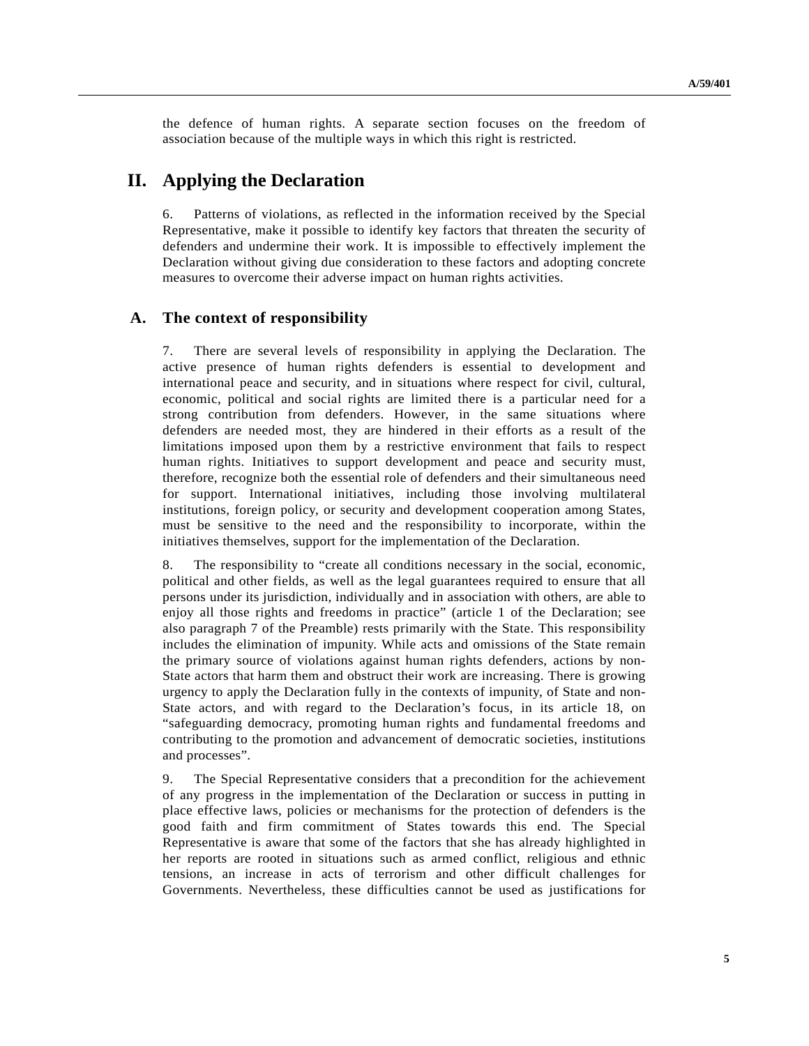the defence of human rights. A separate section focuses on the freedom of association because of the multiple ways in which this right is restricted.

# II. Applying the Declaration

6. Patterns of violations, as reflected in the information received by the Special Representative, make it possible to identify key factors that threaten the security of defenders and undermine their work. It is impossible to effectively implement the Declaration without giving due consideration to these factors and adopting concrete measures to overcome their adverse impact on human rights activities.

## A. The context of responsibility

7. There are several levels of responsibility in applying the Declaration. The active presence of human rights defenders is essential to development and international peace and security, and in situations where respect for civil, cultural, economic, political and social rights are limited there is a particular need for a strong contribution from defenders. However, in the same situations where defenders are needed most, they are hindered in their efforts as a result of the limitations imposed upon them by a restrictive environment that fails to respect human rights. Initiatives to support development and peace and security must, therefore, recognize both the essential role of defenders and their simultaneous need for support. International initiatives, including those involving multilateral institutions, foreign policy, or security and development cooperation among States, must be sensitive to the need and the responsibility to incorporate, within the initiatives themselves, support for the implementation of the Declaration.

8. The responsibility to "create all conditions necessary in the social, economic, political and other fields, as well as the legal guarantees required to ensure that all persons under its jurisdiction, individually and in association with others, are able to enjoy all those rights and freedoms in practice" (article 1 of the Declaration; see also paragraph 7 of the Preamble) rests primarily with the State. This responsibility includes the elimination of impunity. While acts and omissions of the State remain the primary source of violations against human rights defenders, actions by non-State actors that harm them and obstruct their work are increasing. There is growing urgency to apply the Declaration fully in the contexts of impunity, of State and non-State actors, and with regard to the Declaration's focus, in its article 18, on "safeguarding democracy, promoting human rights and fundamental freedoms and contributing to the promotion and advancement of democratic societies, institutions and processes".

9. The Special Representative considers that a precondition for the achievement of any progress in the implementation of the Declaration or success in putting in place effective laws, policies or mechanisms for the protection of defenders is the good faith and firm commitment of States towards this end. The Special Representative is aware that some of the factors that she has already highlighted in her reports are rooted in situations such as armed conflict, religious and ethnic tensions, an increase in acts of terrorism and other difficult challenges for Governments. Nevertheless, these difficulties cannot be used as justifications for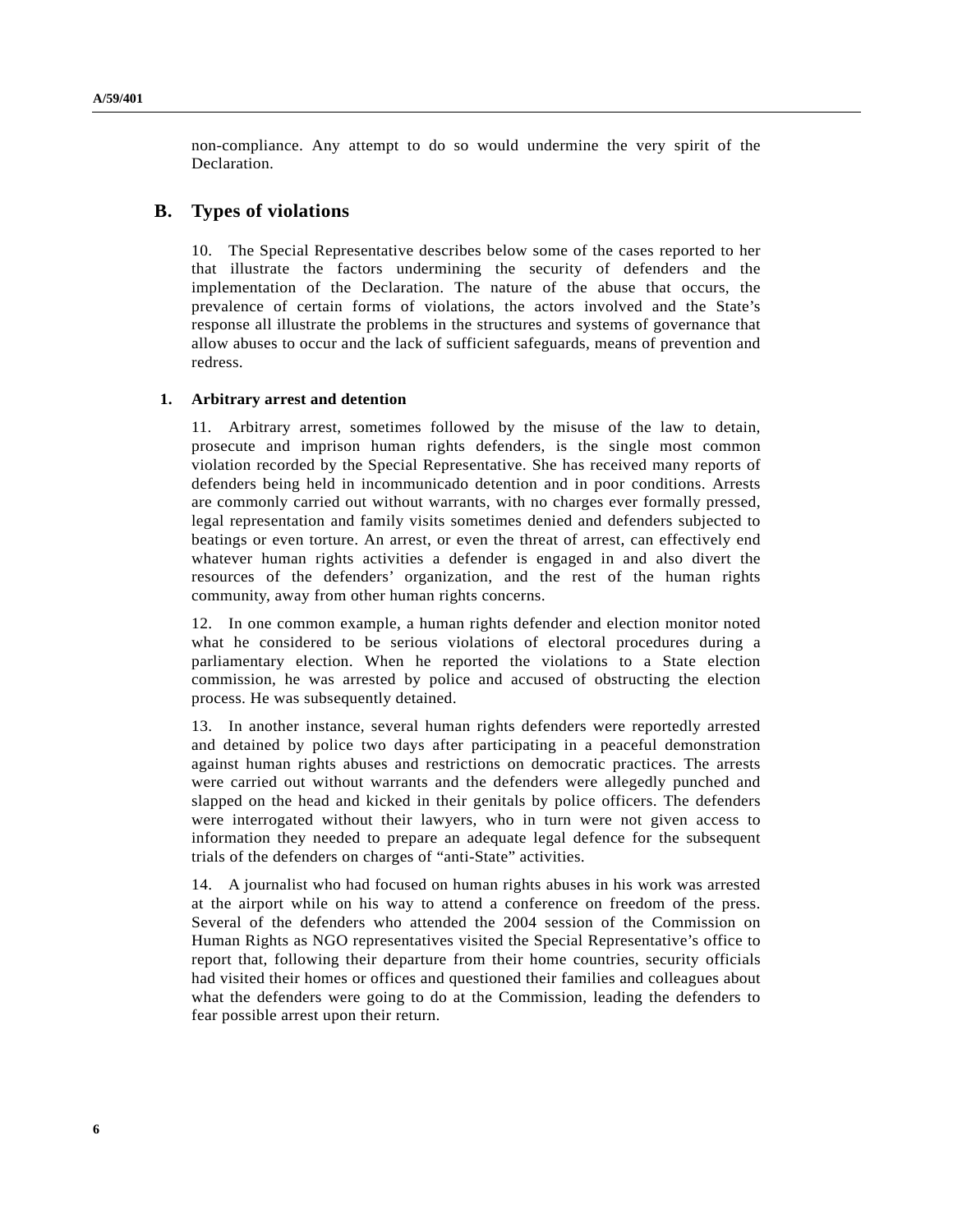non-compliance. Any attempt to do so would undermine the very spirit of the Declaration.

## B. Types of violations

10. The Special Representative describes below some of the cases reported to her that illustrate the factors undermining the security of defenders and the implementation of the Declaration. The nature of the abuse that occurs, the prevalence of certain forms of violations, the actors involved and the State's response all illustrate the problems in the structures and systems of governance that allow abuses to occur and the lack of sufficient safeguards, means of prevention and redress.

### 1. Arbitrary arrest and detention

11. Arbitrary arrest, sometimes followed by the misuse of the law to detain, prosecute and imprison human rights defenders, is the single most common violation recorded by the Special Representative. She has received many reports of defenders being held in incommunicado detention and in poor conditions. Arrests are commonly carried out without warrants, with no charges ever formally pressed, legal representation and family visits sometimes denied and defenders subjected to beatings or even torture. An arrest, or even the threat of arrest, can effectively end whatever human rights activities a defender is engaged in and also divert the resources of the defenders' organization, and the rest of the human rights community, away from other human rights concerns.

12. In one common example, a human rights defender and election monitor noted what he considered to be serious violations of electoral procedures during a parliamentary election. When he reported the violations to a State election commission, he was arrested by police and accused of obstructing the election process. He was subsequently detained.

13. In another instance, several human rights defenders were reportedly arrested and detained by police two days after participating in a peaceful demonstration against human rights abuses and restrictions on democratic practices. The arrests were carried out without warrants and the defenders were allegedly punched and slapped on the head and kicked in their genitals by police officers. The defenders were interrogated without their lawyers, who in turn were not given access to information they needed to prepare an adequate legal defence for the subsequent trials of the defenders on charges of "anti-State" activities.

14. A journalist who had focused on human rights abuses in his work was arrested at the airport while on his way to attend a conference on freedom of the press. Several of the defenders who attended the 2004 session of the Commission on Human Rights as NGO representatives visited the Special Representative's office to report that, following their departure from their home countries, security officials had visited their homes or offices and questioned their families and colleagues about what the defenders were going to do at the Commission, leading the defenders to fear possible arrest upon their return.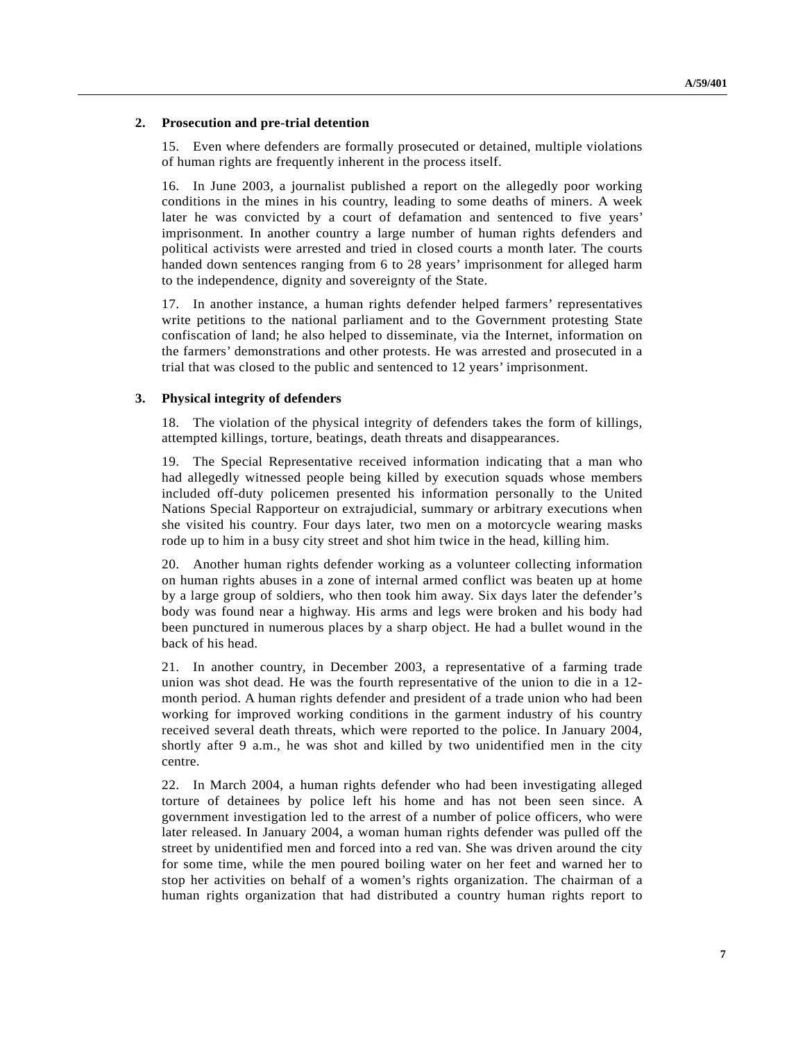### 2. Prosecution and pre-trial detention

15. Even where defenders are formally prosecuted or detained, multiple violations of human rights are frequently inherent in the process itself.

16. In June 2003, a journalist published a report on the allegedly poor working conditions in the mines in his country, leading to some deaths of miners. A week later he was convicted by a court of defamation and sentenced to five years' imprisonment. In another country a large number of human rights defenders and political activists were arrested and tried in closed courts a month later. The courts handed down sentences ranging from 6 to 28 years' imprisonment for alleged harm to the independence, dignity and sovereignty of the State.

17. In another instance, a human rights defender helped farmers' representatives write petitions to the national parliament and to the Government protesting State confiscation of land; he also helped to disseminate, via the Internet, information on the farmers' demonstrations and other protests. He was arrested and prosecuted in a trial that was closed to the public and sentenced to 12 years' imprisonment.

### 3. Physical integrity of defenders

18. The violation of the physical integrity of defenders takes the form of killings, attempted killings, torture, beatings, death threats and disappearances.

19. The Special Representative received information indicating that a man who had allegedly witnessed people being killed by execution squads whose members included off-duty policemen presented his information personally to the United Nations Special Rapporteur on extrajudicial, summary or arbitrary executions when she visited his country. Four days later, two men on a motorcycle wearing masks rode up to him in a busy city street and shot him twice in the head, killing him.

20. Another human rights defender working as a volunteer collecting information on human rights abuses in a zone of internal armed conflict was beaten up at home by a large group of soldiers, who then took him away. Six days later the defender's body was found near a highway. His arms and legs were broken and his body had been punctured in numerous places by a sharp object. He had a bullet wound in the back of his head.

21. In another country, in December 2003, a representative of a farming trade union was shot dead. He was the fourth representative of the union to die in a 12-month period. A human rights defender and president of a trade union who had been working for improved working conditions in the garment industry of his country received several death threats, which were reported to the police. In January 2004, shortly after 9 a.m., he was shot and killed by two unidentified men in the city centre.

22. In March 2004, a human rights defender who had been investigating alleged torture of detainees by police left his home and has not been seen since. A government investigation led to the arrest of a number of police officers, who were later released. In January 2004, a woman human rights defender was pulled off the street by unidentified men and forced into a red van. She was driven around the city for some time, while the men poured boiling water on her feet and warned her to stop her activities on behalf of a women's rights organization. The chairman of a human rights organization that had distributed a country human rights report to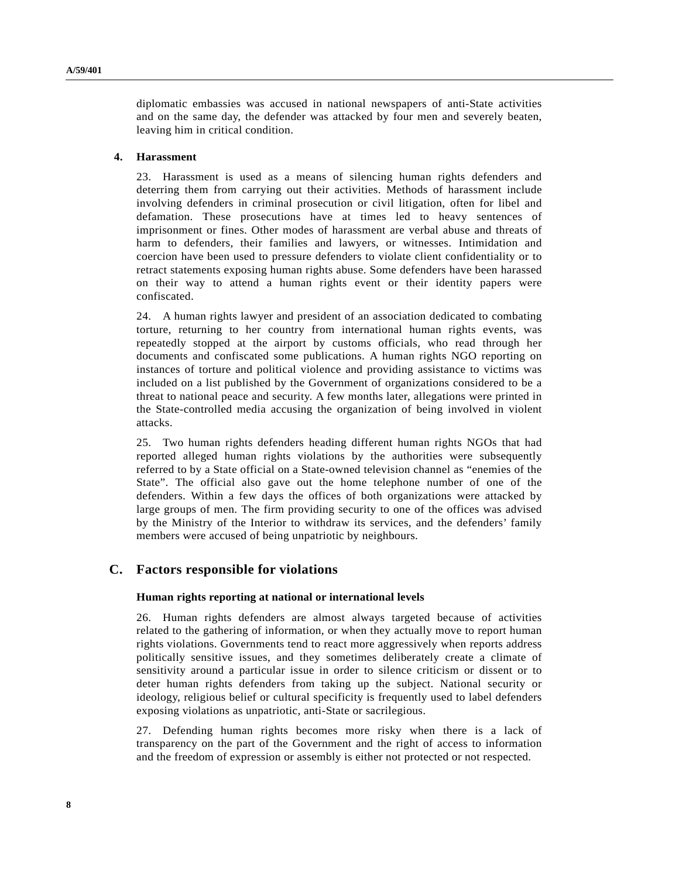diplomatic embassies was accused in national newspapers of anti-State activities and on the same day, the defender was attacked by four men and severely beaten, leaving him in critical condition.

### 4. Harassment

23. Harassment is used as a means of silencing human rights defenders and deterring them from carrying out their activities. Methods of harassment include involving defenders in criminal prosecution or civil litigation, often for libel and defamation. These prosecutions have at times led to heavy sentences of imprisonment or fines. Other modes of harassment are verbal abuse and threats of harm to defenders, their families and lawyers, or witnesses. Intimidation and coercion have been used to pressure defenders to violate client confidentiality or to retract statements exposing human rights abuse. Some defenders have been harassed on their way to attend a human rights event or their identity papers were confiscated.

24. A human rights lawyer and president of an association dedicated to combating torture, returning to her country from international human rights events, was repeatedly stopped at the airport by customs officials, who read through her documents and confiscated some publications. A human rights NGO reporting on instances of torture and political violence and providing assistance to victims was included on a list published by the Government of organizations considered to be a threat to national peace and security. A few months later, allegations were printed in the State-controlled media accusing the organization of being involved in violent attacks.

25. Two human rights defenders heading different human rights NGOs that had reported alleged human rights violations by the authorities were subsequently referred to by a State official on a State-owned television channel as "enemies of the State". The official also gave out the home telephone number of one of the defenders. Within a few days the offices of both organizations were attacked by large groups of men. The firm providing security to one of the offices was advised by the Ministry of the Interior to withdraw its services, and the defenders' family members were accused of being unpatriotic by neighbours.

## C. Factors responsible for violations

#### Human rights reporting at national or international levels

26. Human rights defenders are almost always targeted because of activities related to the gathering of information, or when they actually move to report human rights violations. Governments tend to react more aggressively when reports address politically sensitive issues, and they sometimes deliberately create a climate of sensitivity around a particular issue in order to silence criticism or dissent or to deter human rights defenders from taking up the subject. National security or ideology, religious belief or cultural specificity is frequently used to label defenders exposing violations as unpatriotic, anti-State or sacrilegious.

27. Defending human rights becomes more risky when there is a lack of transparency on the part of the Government and the right of access to information and the freedom of expression or assembly is either not protected or not respected.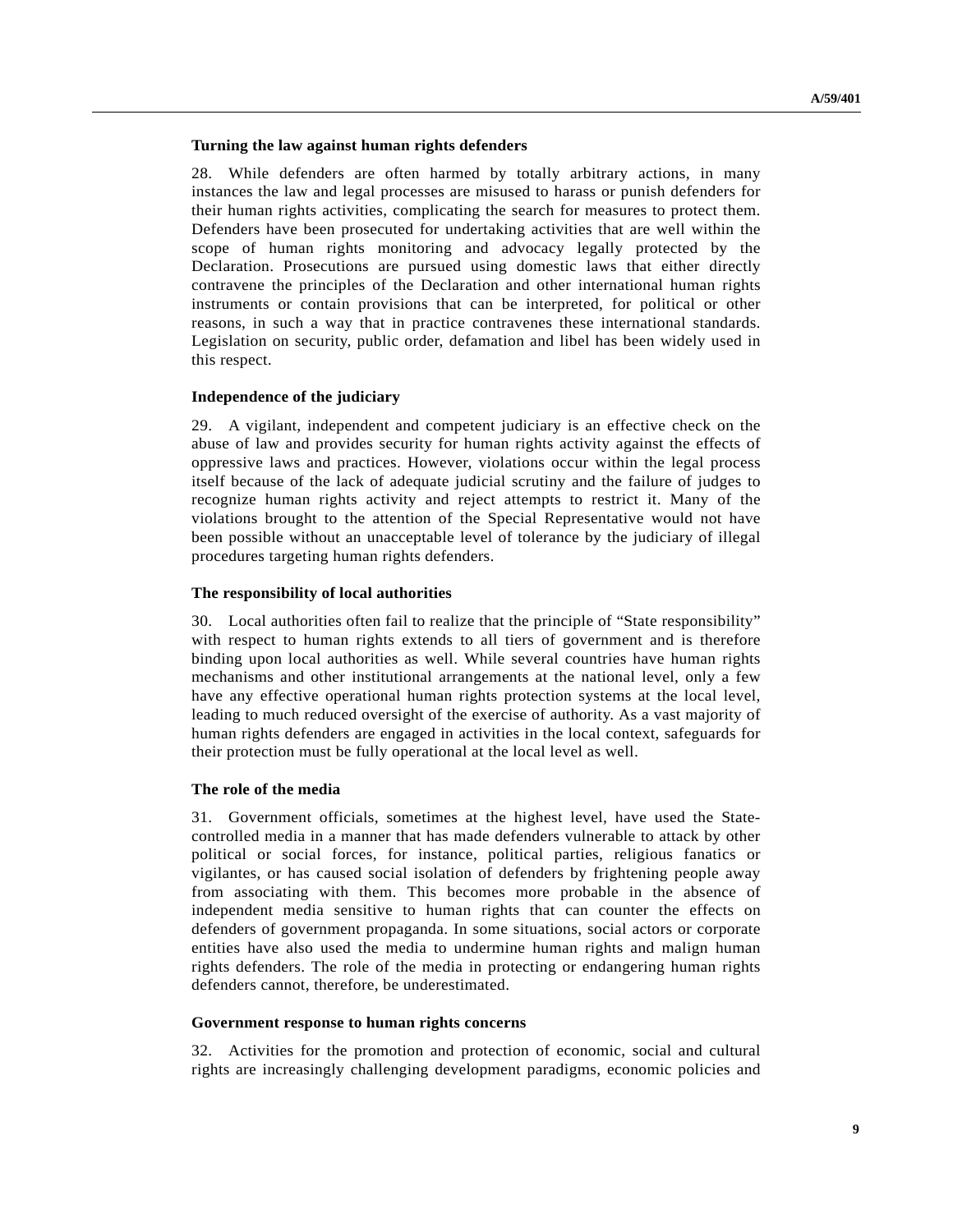### Turning the law against human rights defenders

28. While defenders are often harmed by totally arbitrary actions, in many instances the law and legal processes are misused to harass or punish defenders for their human rights activities, complicating the search for measures to protect them. Defenders have been prosecuted for undertaking activities that are well within the scope of human rights monitoring and advocacy legally protected by the Declaration. Prosecutions are pursued using domestic laws that either directly contravene the principles of the Declaration and other international human rights instruments or contain provisions that can be interpreted, for political or other reasons, in such a way that in practice contravenes these international standards. Legislation on security, public order, defamation and libel has been widely used in this respect.

### Independence of the judiciary

29. A vigilant, independent and competent judiciary is an effective check on the abuse of law and provides security for human rights activity against the effects of oppressive laws and practices. However, violations occur within the legal process itself because of the lack of adequate judicial scrutiny and the failure of judges to recognize human rights activity and reject attempts to restrict it. Many of the violations brought to the attention of the Special Representative would not have been possible without an unacceptable level of tolerance by the judiciary of illegal procedures targeting human rights defenders.

### The responsibility of local authorities

30. Local authorities often fail to realize that the principle of "State responsibility" with respect to human rights extends to all tiers of government and is therefore binding upon local authorities as well. While several countries have human rights mechanisms and other institutional arrangements at the national level, only a few have any effective operational human rights protection systems at the local level, leading to much reduced oversight of the exercise of authority. As a vast majority of human rights defenders are engaged in activities in the local context, safeguards for their protection must be fully operational at the local level as well.

### The role of the media

31. Government officials, sometimes at the highest level, have used the State-controlled media in a manner that has made defenders vulnerable to attack by other political or social forces, for instance, political parties, religious fanatics or vigilantes, or has caused social isolation of defenders by frightening people away from associating with them. This becomes more probable in the absence of independent media sensitive to human rights that can counter the effects on defenders of government propaganda. In some situations, social actors or corporate entities have also used the media to undermine human rights and malign human rights defenders. The role of the media in protecting or endangering human rights defenders cannot, therefore, be underestimated.

### Government response to human rights concerns

32. Activities for the promotion and protection of economic, social and cultural rights are increasingly challenging development paradigms, economic policies and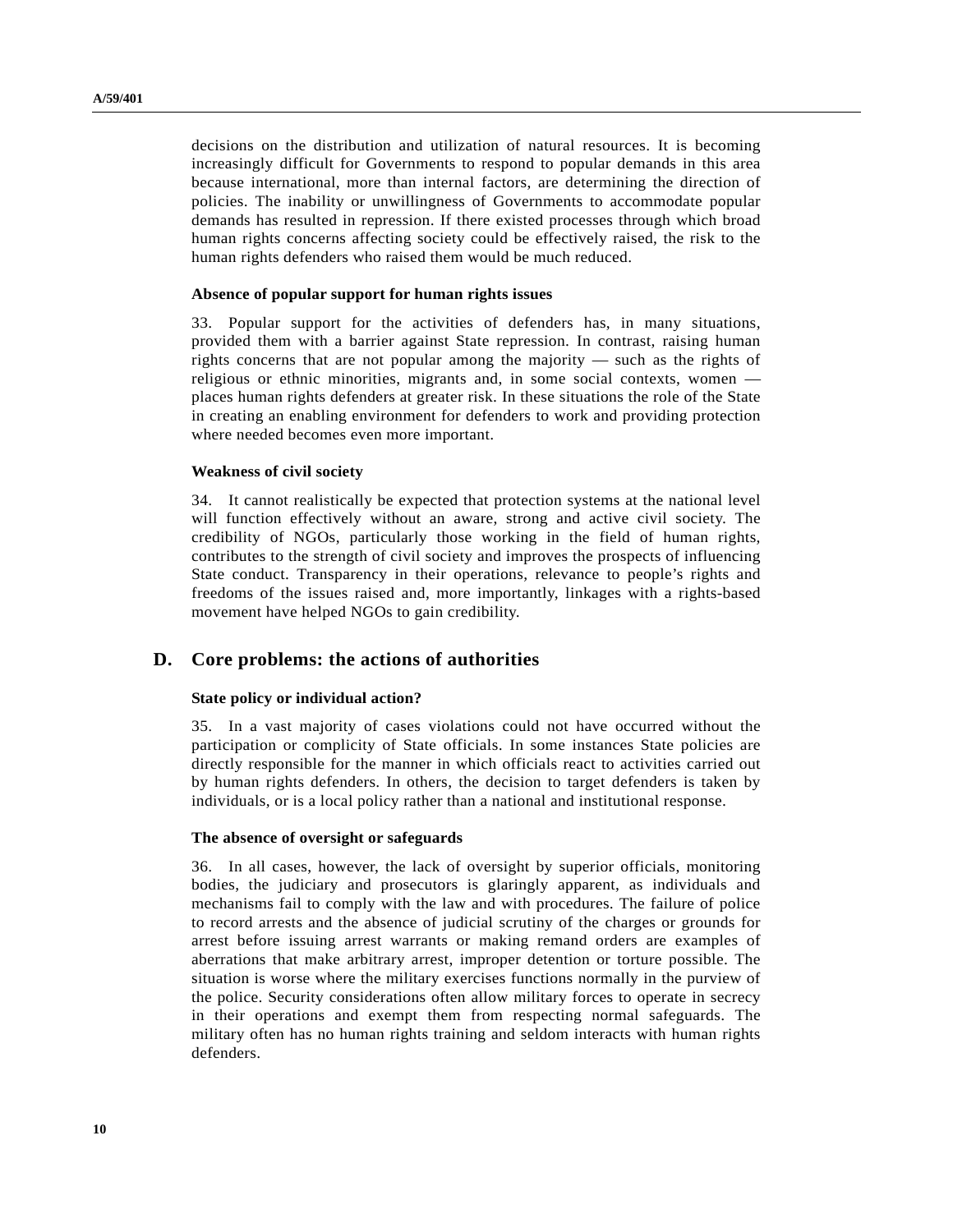decisions on the distribution and utilization of natural resources. It is becoming increasingly difficult for Governments to respond to popular demands in this area because international, more than internal factors, are determining the direction of policies. The inability or unwillingness of Governments to accommodate popular demands has resulted in repression. If there existed processes through which broad human rights concerns affecting society could be effectively raised, the risk to the human rights defenders who raised them would be much reduced.

#### Absence of popular support for human rights issues

33. Popular support for the activities of defenders has, in many situations, provided them with a barrier against State repression. In contrast, raising human rights concerns that are not popular among the majority — such as the rights of religious or ethnic minorities, migrants and, in some social contexts, women — places human rights defenders at greater risk. In these situations the role of the State in creating an enabling environment for defenders to work and providing protection where needed becomes even more important.

#### Weakness of civil society

34. It cannot realistically be expected that protection systems at the national level will function effectively without an aware, strong and active civil society. The credibility of NGOs, particularly those working in the field of human rights, contributes to the strength of civil society and improves the prospects of influencing State conduct. Transparency in their operations, relevance to people's rights and freedoms of the issues raised and, more importantly, linkages with a rights-based movement have helped NGOs to gain credibility.

## D. Core problems: the actions of authorities

#### State policy or individual action?

35. In a vast majority of cases violations could not have occurred without the participation or complicity of State officials. In some instances State policies are directly responsible for the manner in which officials react to activities carried out by human rights defenders. In others, the decision to target defenders is taken by individuals, or is a local policy rather than a national and institutional response.

#### The absence of oversight or safeguards

36. In all cases, however, the lack of oversight by superior officials, monitoring bodies, the judiciary and prosecutors is glaringly apparent, as individuals and mechanisms fail to comply with the law and with procedures. The failure of police to record arrests and the absence of judicial scrutiny of the charges or grounds for arrest before issuing arrest warrants or making remand orders are examples of aberrations that make arbitrary arrest, improper detention or torture possible. The situation is worse where the military exercises functions normally in the purview of the police. Security considerations often allow military forces to operate in secrecy in their operations and exempt them from respecting normal safeguards. The military often has no human rights training and seldom interacts with human rights defenders.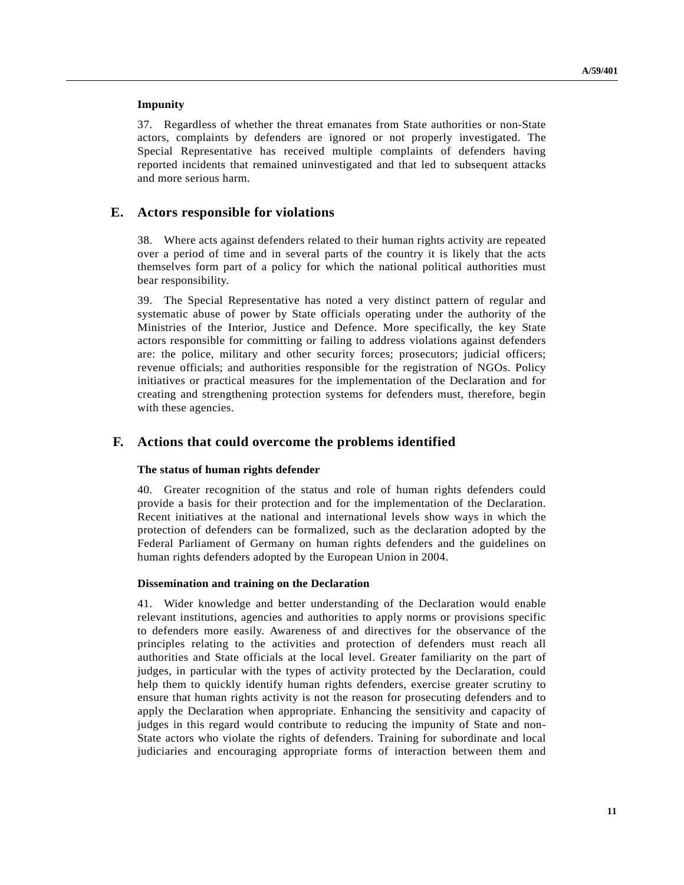### Impunity

37. Regardless of whether the threat emanates from State authorities or non-State actors, complaints by defenders are ignored or not properly investigated. The Special Representative has received multiple complaints of defenders having reported incidents that remained uninvestigated and that led to subsequent attacks and more serious harm.

## E. Actors responsible for violations

38. Where acts against defenders related to their human rights activity are repeated over a period of time and in several parts of the country it is likely that the acts themselves form part of a policy for which the national political authorities must bear responsibility.

39. The Special Representative has noted a very distinct pattern of regular and systematic abuse of power by State officials operating under the authority of the Ministries of the Interior, Justice and Defence. More specifically, the key State actors responsible for committing or failing to address violations against defenders are: the police, military and other security forces; prosecutors; judicial officers; revenue officials; and authorities responsible for the registration of NGOs. Policy initiatives or practical measures for the implementation of the Declaration and for creating and strengthening protection systems for defenders must, therefore, begin with these agencies.

## F. Actions that could overcome the problems identified

### The status of human rights defender

40. Greater recognition of the status and role of human rights defenders could provide a basis for their protection and for the implementation of the Declaration. Recent initiatives at the national and international levels show ways in which the protection of defenders can be formalized, such as the declaration adopted by the Federal Parliament of Germany on human rights defenders and the guidelines on human rights defenders adopted by the European Union in 2004.

### Dissemination and training on the Declaration

41. Wider knowledge and better understanding of the Declaration would enable relevant institutions, agencies and authorities to apply norms or provisions specific to defenders more easily. Awareness of and directives for the observance of the principles relating to the activities and protection of defenders must reach all authorities and State officials at the local level. Greater familiarity on the part of judges, in particular with the types of activity protected by the Declaration, could help them to quickly identify human rights defenders, exercise greater scrutiny to ensure that human rights activity is not the reason for prosecuting defenders and to apply the Declaration when appropriate. Enhancing the sensitivity and capacity of judges in this regard would contribute to reducing the impunity of State and non-State actors who violate the rights of defenders. Training for subordinate and local judiciaries and encouraging appropriate forms of interaction between them and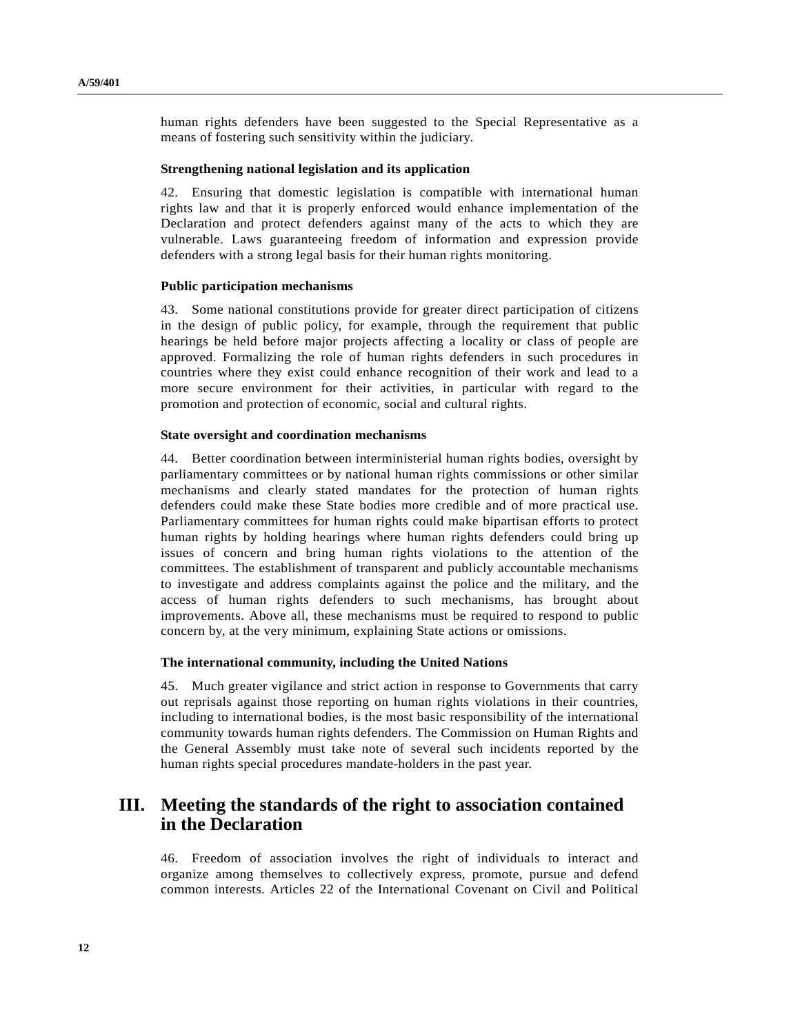human rights defenders have been suggested to the Special Representative as a means of fostering such sensitivity within the judiciary.

### Strengthening national legislation and its application

42. Ensuring that domestic legislation is compatible with international human rights law and that it is properly enforced would enhance implementation of the Declaration and protect defenders against many of the acts to which they are vulnerable. Laws guaranteeing freedom of information and expression provide defenders with a strong legal basis for their human rights monitoring.

### Public participation mechanisms

43. Some national constitutions provide for greater direct participation of citizens in the design of public policy, for example, through the requirement that public hearings be held before major projects affecting a locality or class of people are approved. Formalizing the role of human rights defenders in such procedures in countries where they exist could enhance recognition of their work and lead to a more secure environment for their activities, in particular with regard to the promotion and protection of economic, social and cultural rights.

### State oversight and coordination mechanisms

44. Better coordination between interministerial human rights bodies, oversight by parliamentary committees or by national human rights commissions or other similar mechanisms and clearly stated mandates for the protection of human rights defenders could make these State bodies more credible and of more practical use. Parliamentary committees for human rights could make bipartisan efforts to protect human rights by holding hearings where human rights defenders could bring up issues of concern and bring human rights violations to the attention of the committees. The establishment of transparent and publicly accountable mechanisms to investigate and address complaints against the police and the military, and the access of human rights defenders to such mechanisms, has brought about improvements. Above all, these mechanisms must be required to respond to public concern by, at the very minimum, explaining State actions or omissions.

### The international community, including the United Nations

45. Much greater vigilance and strict action in response to Governments that carry out reprisals against those reporting on human rights violations in their countries, including to international bodies, is the most basic responsibility of the international community towards human rights defenders. The Commission on Human Rights and the General Assembly must take note of several such incidents reported by the human rights special procedures mandate-holders in the past year.

## III. Meeting the standards of the right to association contained in the Declaration

46. Freedom of association involves the right of individuals to interact and organize among themselves to collectively express, promote, pursue and defend common interests. Articles 22 of the International Covenant on Civil and Political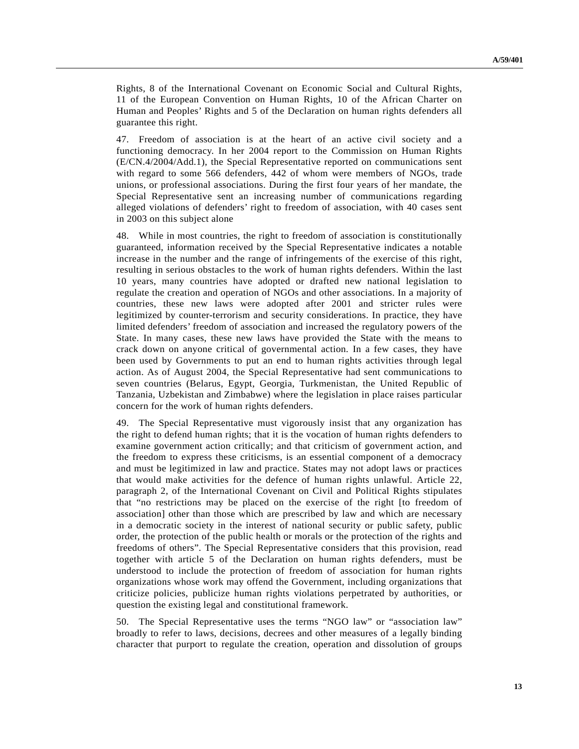Rights, 8 of the International Covenant on Economic Social and Cultural Rights, 11 of the European Convention on Human Rights, 10 of the African Charter on Human and Peoples' Rights and 5 of the Declaration on human rights defenders all guarantee this right.

47. Freedom of association is at the heart of an active civil society and a functioning democracy. In her 2004 report to the Commission on Human Rights (E/CN.4/2004/Add.1), the Special Representative reported on communications sent with regard to some 566 defenders, 442 of whom were members of NGOs, trade unions, or professional associations. During the first four years of her mandate, the Special Representative sent an increasing number of communications regarding alleged violations of defenders' right to freedom of association, with 40 cases sent in 2003 on this subject alone

48. While in most countries, the right to freedom of association is constitutionally guaranteed, information received by the Special Representative indicates a notable increase in the number and the range of infringements of the exercise of this right, resulting in serious obstacles to the work of human rights defenders. Within the last 10 years, many countries have adopted or drafted new national legislation to regulate the creation and operation of NGOs and other associations. In a majority of countries, these new laws were adopted after 2001 and stricter rules were legitimized by counter-terrorism and security considerations. In practice, they have limited defenders' freedom of association and increased the regulatory powers of the State. In many cases, these new laws have provided the State with the means to crack down on anyone critical of governmental action. In a few cases, they have been used by Governments to put an end to human rights activities through legal action. As of August 2004, the Special Representative had sent communications to seven countries (Belarus, Egypt, Georgia, Turkmenistan, the United Republic of Tanzania, Uzbekistan and Zimbabwe) where the legislation in place raises particular concern for the work of human rights defenders.

49. The Special Representative must vigorously insist that any organization has the right to defend human rights; that it is the vocation of human rights defenders to examine government action critically; and that criticism of government action, and the freedom to express these criticisms, is an essential component of a democracy and must be legitimized in law and practice. States may not adopt laws or practices that would make activities for the defence of human rights unlawful. Article 22, paragraph 2, of the International Covenant on Civil and Political Rights stipulates that "no restrictions may be placed on the exercise of the right [to freedom of association] other than those which are prescribed by law and which are necessary in a democratic society in the interest of national security or public safety, public order, the protection of the public health or morals or the protection of the rights and freedoms of others". The Special Representative considers that this provision, read together with article 5 of the Declaration on human rights defenders, must be understood to include the protection of freedom of association for human rights organizations whose work may offend the Government, including organizations that criticize policies, publicize human rights violations perpetrated by authorities, or question the existing legal and constitutional framework.

50. The Special Representative uses the terms "NGO law" or "association law" broadly to refer to laws, decisions, decrees and other measures of a legally binding character that purport to regulate the creation, operation and dissolution of groups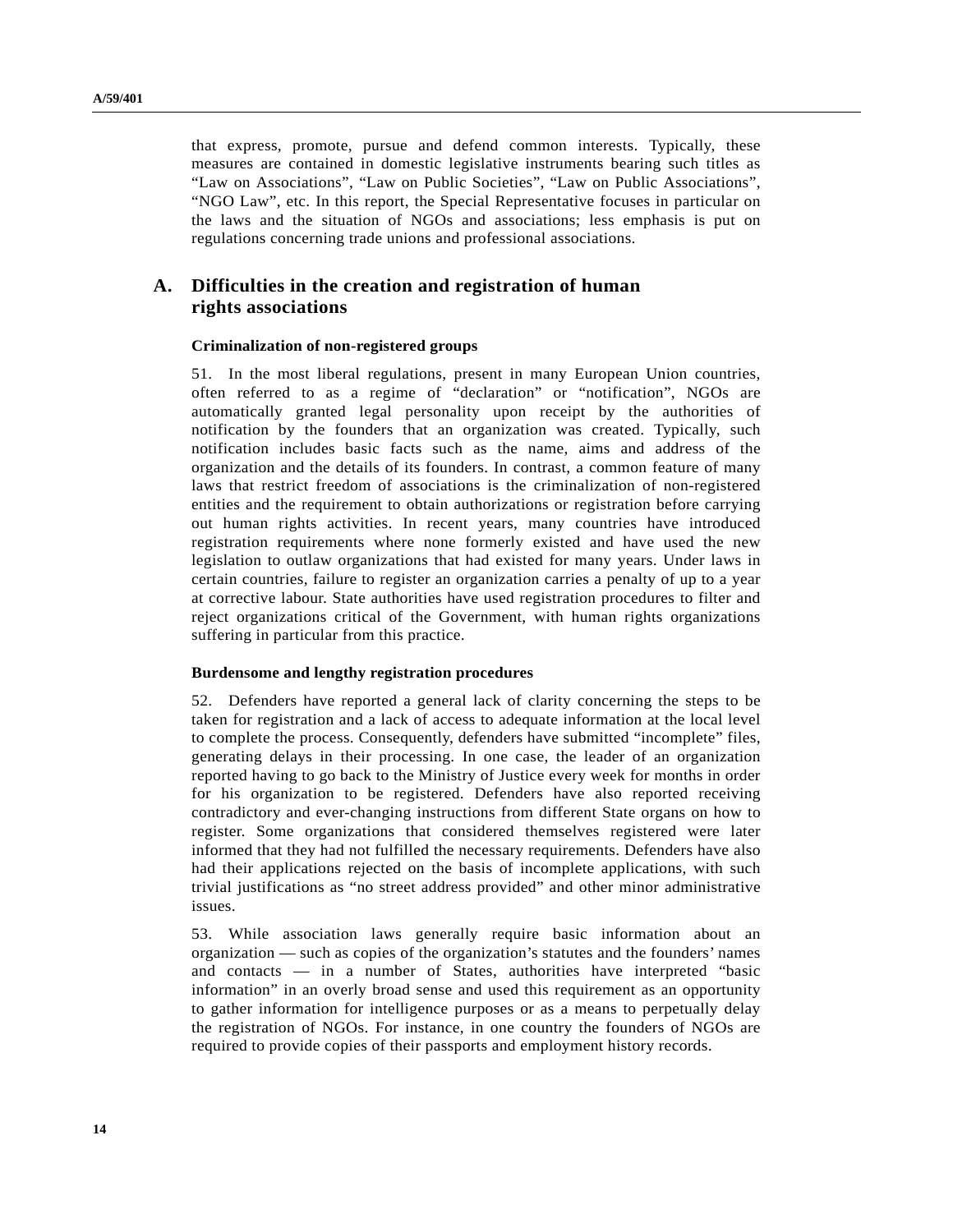that express, promote, pursue and defend common interests. Typically, these measures are contained in domestic legislative instruments bearing such titles as "Law on Associations", "Law on Public Societies", "Law on Public Associations", "NGO Law", etc. In this report, the Special Representative focuses in particular on the laws and the situation of NGOs and associations; less emphasis is put on regulations concerning trade unions and professional associations.

## A. Difficulties in the creation and registration of human rights associations

### Criminalization of non-registered groups

51. In the most liberal regulations, present in many European Union countries, often referred to as a regime of "declaration" or "notification", NGOs are automatically granted legal personality upon receipt by the authorities of notification by the founders that an organization was created. Typically, such notification includes basic facts such as the name, aims and address of the organization and the details of its founders. In contrast, a common feature of many laws that restrict freedom of associations is the criminalization of non-registered entities and the requirement to obtain authorizations or registration before carrying out human rights activities. In recent years, many countries have introduced registration requirements where none formerly existed and have used the new legislation to outlaw organizations that had existed for many years. Under laws in certain countries, failure to register an organization carries a penalty of up to a year at corrective labour. State authorities have used registration procedures to filter and reject organizations critical of the Government, with human rights organizations suffering in particular from this practice.

### Burdensome and lengthy registration procedures

52. Defenders have reported a general lack of clarity concerning the steps to be taken for registration and a lack of access to adequate information at the local level to complete the process. Consequently, defenders have submitted "incomplete" files, generating delays in their processing. In one case, the leader of an organization reported having to go back to the Ministry of Justice every week for months in order for his organization to be registered. Defenders have also reported receiving contradictory and ever-changing instructions from different State organs on how to register. Some organizations that considered themselves registered were later informed that they had not fulfilled the necessary requirements. Defenders have also had their applications rejected on the basis of incomplete applications, with such trivial justifications as "no street address provided" and other minor administrative issues.

53. While association laws generally require basic information about an organization — such as copies of the organization's statutes and the founders' names and contacts — in a number of States, authorities have interpreted "basic information" in an overly broad sense and used this requirement as an opportunity to gather information for intelligence purposes or as a means to perpetually delay the registration of NGOs. For instance, in one country the founders of NGOs are required to provide copies of their passports and employment history records.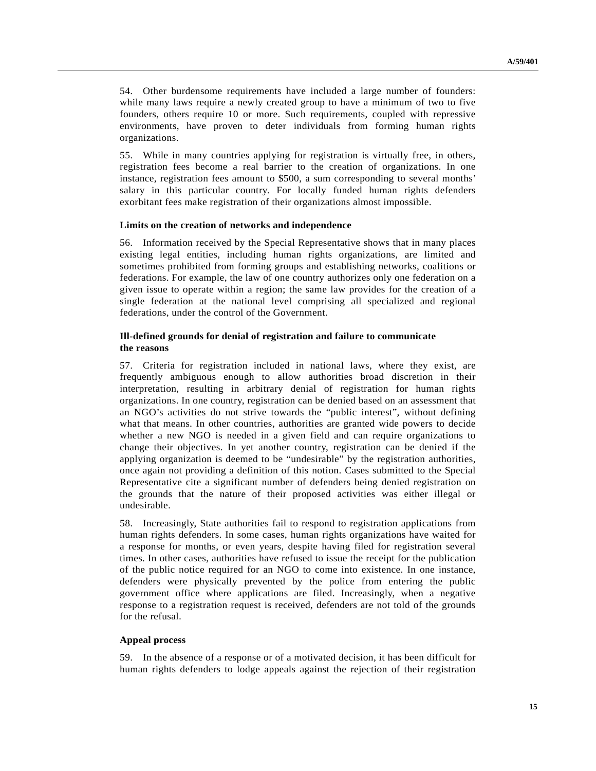54. Other burdensome requirements have included a large number of founders: while many laws require a newly created group to have a minimum of two to five founders, others require 10 or more. Such requirements, coupled with repressive environments, have proven to deter individuals from forming human rights organizations.

55. While in many countries applying for registration is virtually free, in others, registration fees become a real barrier to the creation of organizations. In one instance, registration fees amount to $500, a sum corresponding to several months' salary in this particular country. For locally funded human rights defenders exorbitant fees make registration of their organizations almost impossible.

**Limits on the creation of networks and independence**

56. Information received by the Special Representative shows that in many places existing legal entities, including human rights organizations, are limited and sometimes prohibited from forming groups and establishing networks, coalitions or federations. For example, the law of one country authorizes only one federation on a given issue to operate within a region; the same law provides for the creation of a single federation at the national level comprising all specialized and regional federations, under the control of the Government.

**Ill-defined grounds for denial of registration and failure to communicate the reasons**

57. Criteria for registration included in national laws, where they exist, are frequently ambiguous enough to allow authorities broad discretion in their interpretation, resulting in arbitrary denial of registration for human rights organizations. In one country, registration can be denied based on an assessment that an NGO's activities do not strive towards the "public interest", without defining what that means. In other countries, authorities are granted wide powers to decide whether a new NGO is needed in a given field and can require organizations to change their objectives. In yet another country, registration can be denied if the applying organization is deemed to be "undesirable" by the registration authorities, once again not providing a definition of this notion. Cases submitted to the Special Representative cite a significant number of defenders being denied registration on the grounds that the nature of their proposed activities was either illegal or undesirable.

58. Increasingly, State authorities fail to respond to registration applications from human rights defenders. In some cases, human rights organizations have waited for a response for months, or even years, despite having filed for registration several times. In other cases, authorities have refused to issue the receipt for the publication of the public notice required for an NGO to come into existence. In one instance, defenders were physically prevented by the police from entering the public government office where applications are filed. Increasingly, when a negative response to a registration request is received, defenders are not told of the grounds for the refusal.

**Appeal process**

59. In the absence of a response or of a motivated decision, it has been difficult for human rights defenders to lodge appeals against the rejection of their registration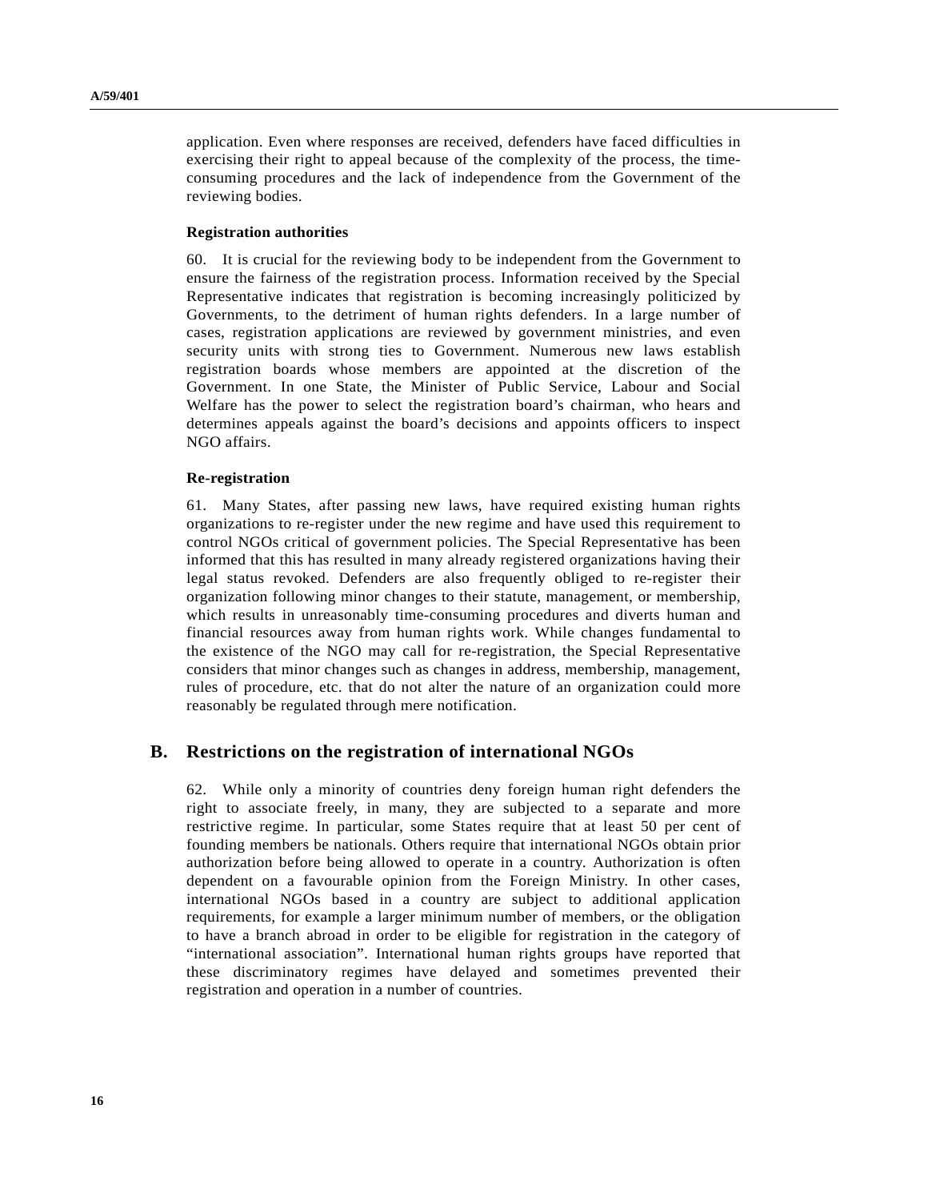application. Even where responses are received, defenders have faced difficulties in exercising their right to appeal because of the complexity of the process, the time-consuming procedures and the lack of independence from the Government of the reviewing bodies.

**Registration authorities**

60. It is crucial for the reviewing body to be independent from the Government to ensure the fairness of the registration process. Information received by the Special Representative indicates that registration is becoming increasingly politicized by Governments, to the detriment of human rights defenders. In a large number of cases, registration applications are reviewed by government ministries, and even security units with strong ties to Government. Numerous new laws establish registration boards whose members are appointed at the discretion of the Government. In one State, the Minister of Public Service, Labour and Social Welfare has the power to select the registration board's chairman, who hears and determines appeals against the board's decisions and appoints officers to inspect NGO affairs.

**Re-registration**

61. Many States, after passing new laws, have required existing human rights organizations to re-register under the new regime and have used this requirement to control NGOs critical of government policies. The Special Representative has been informed that this has resulted in many already registered organizations having their legal status revoked. Defenders are also frequently obliged to re-register their organization following minor changes to their statute, management, or membership, which results in unreasonably time-consuming procedures and diverts human and financial resources away from human rights work. While changes fundamental to the existence of the NGO may call for re-registration, the Special Representative considers that minor changes such as changes in address, membership, management, rules of procedure, etc. that do not alter the nature of an organization could more reasonably be regulated through mere notification.

## B. Restrictions on the registration of international NGOs

62. While only a minority of countries deny foreign human right defenders the right to associate freely, in many, they are subjected to a separate and more restrictive regime. In particular, some States require that at least 50 per cent of founding members be nationals. Others require that international NGOs obtain prior authorization before being allowed to operate in a country. Authorization is often dependent on a favourable opinion from the Foreign Ministry. In other cases, international NGOs based in a country are subject to additional application requirements, for example a larger minimum number of members, or the obligation to have a branch abroad in order to be eligible for registration in the category of "international association". International human rights groups have reported that these discriminatory regimes have delayed and sometimes prevented their registration and operation in a number of countries.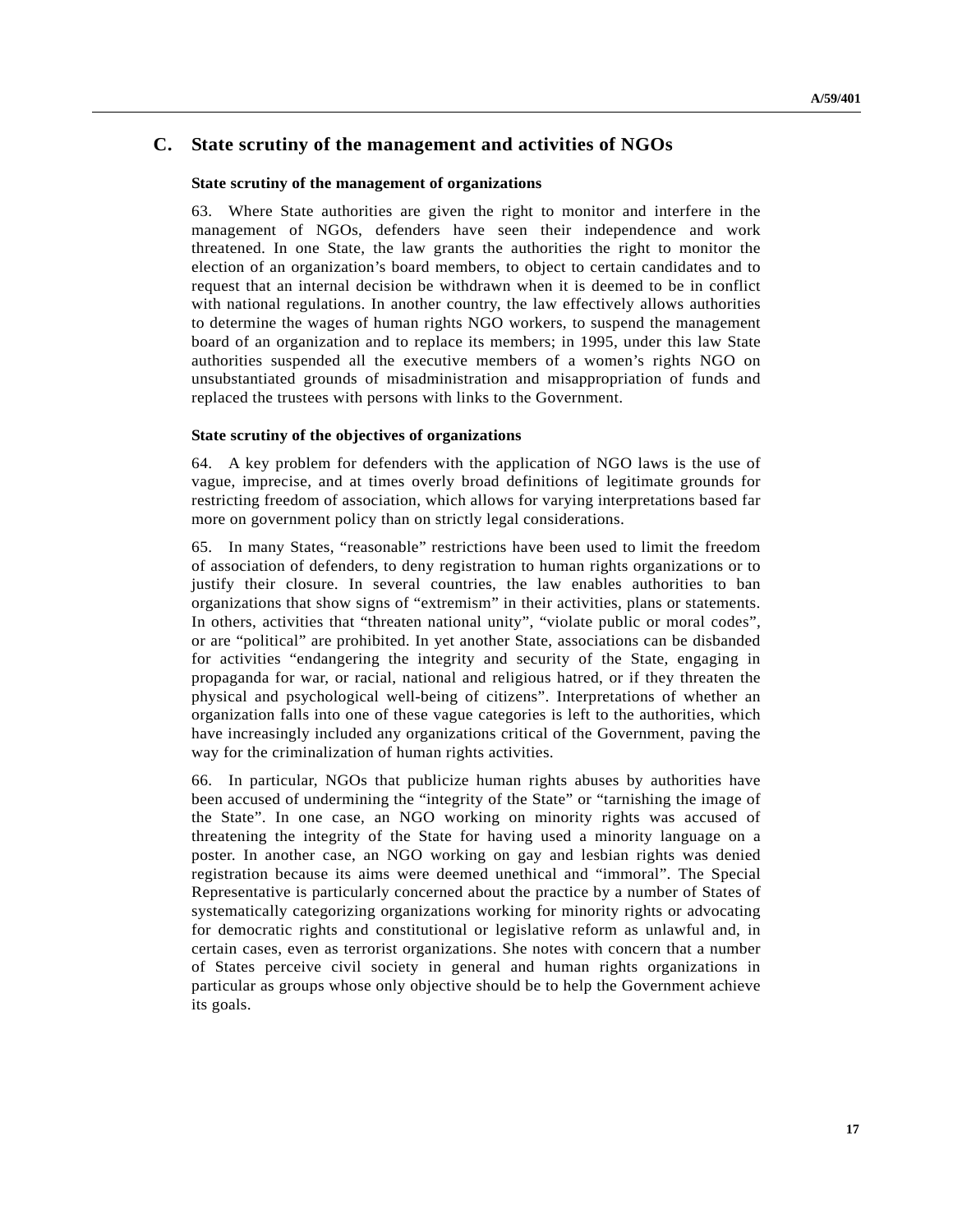## C. State scrutiny of the management and activities of NGOs

### State scrutiny of the management of organizations

63. Where State authorities are given the right to monitor and interfere in the management of NGOs, defenders have seen their independence and work threatened. In one State, the law grants the authorities the right to monitor the election of an organization's board members, to object to certain candidates and to request that an internal decision be withdrawn when it is deemed to be in conflict with national regulations. In another country, the law effectively allows authorities to determine the wages of human rights NGO workers, to suspend the management board of an organization and to replace its members; in 1995, under this law State authorities suspended all the executive members of a women's rights NGO on unsubstantiated grounds of misadministration and misappropriation of funds and replaced the trustees with persons with links to the Government.

### State scrutiny of the objectives of organizations

64. A key problem for defenders with the application of NGO laws is the use of vague, imprecise, and at times overly broad definitions of legitimate grounds for restricting freedom of association, which allows for varying interpretations based far more on government policy than on strictly legal considerations.

65. In many States, "reasonable" restrictions have been used to limit the freedom of association of defenders, to deny registration to human rights organizations or to justify their closure. In several countries, the law enables authorities to ban organizations that show signs of "extremism" in their activities, plans or statements. In others, activities that "threaten national unity", "violate public or moral codes", or are "political" are prohibited. In yet another State, associations can be disbanded for activities "endangering the integrity and security of the State, engaging in propaganda for war, or racial, national and religious hatred, or if they threaten the physical and psychological well-being of citizens". Interpretations of whether an organization falls into one of these vague categories is left to the authorities, which have increasingly included any organizations critical of the Government, paving the way for the criminalization of human rights activities.

66. In particular, NGOs that publicize human rights abuses by authorities have been accused of undermining the "integrity of the State" or "tarnishing the image of the State". In one case, an NGO working on minority rights was accused of threatening the integrity of the State for having used a minority language on a poster. In another case, an NGO working on gay and lesbian rights was denied registration because its aims were deemed unethical and "immoral". The Special Representative is particularly concerned about the practice by a number of States of systematically categorizing organizations working for minority rights or advocating for democratic rights and constitutional or legislative reform as unlawful and, in certain cases, even as terrorist organizations. She notes with concern that a number of States perceive civil society in general and human rights organizations in particular as groups whose only objective should be to help the Government achieve its goals.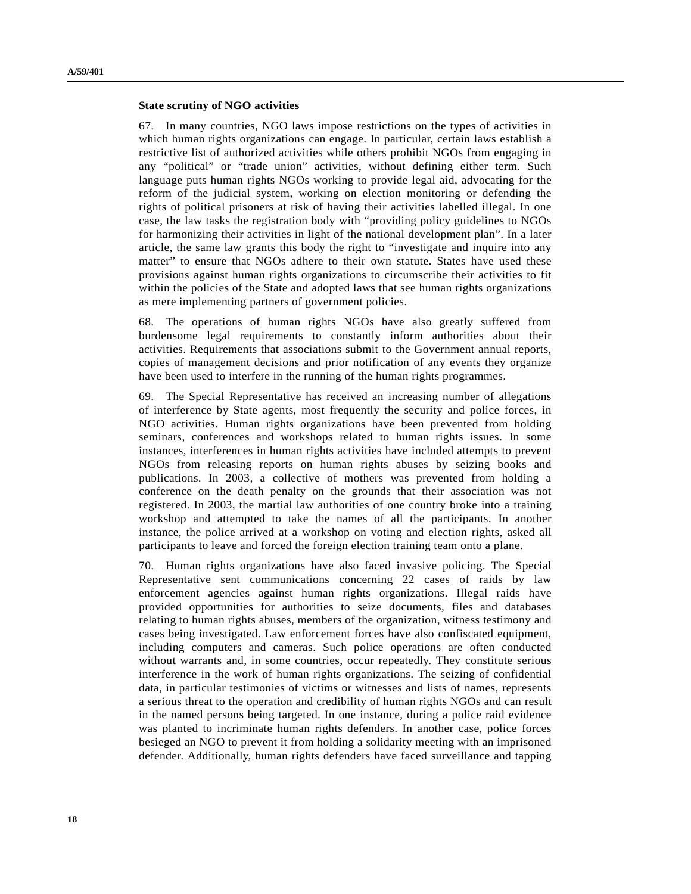**State scrutiny of NGO activities**

67. In many countries, NGO laws impose restrictions on the types of activities in which human rights organizations can engage. In particular, certain laws establish a restrictive list of authorized activities while others prohibit NGOs from engaging in any "political" or "trade union" activities, without defining either term. Such language puts human rights NGOs working to provide legal aid, advocating for the reform of the judicial system, working on election monitoring or defending the rights of political prisoners at risk of having their activities labelled illegal. In one case, the law tasks the registration body with "providing policy guidelines to NGOs for harmonizing their activities in light of the national development plan". In a later article, the same law grants this body the right to "investigate and inquire into any matter" to ensure that NGOs adhere to their own statute. States have used these provisions against human rights organizations to circumscribe their activities to fit within the policies of the State and adopted laws that see human rights organizations as mere implementing partners of government policies.

68. The operations of human rights NGOs have also greatly suffered from burdensome legal requirements to constantly inform authorities about their activities. Requirements that associations submit to the Government annual reports, copies of management decisions and prior notification of any events they organize have been used to interfere in the running of the human rights programmes.

69. The Special Representative has received an increasing number of allegations of interference by State agents, most frequently the security and police forces, in NGO activities. Human rights organizations have been prevented from holding seminars, conferences and workshops related to human rights issues. In some instances, interferences in human rights activities have included attempts to prevent NGOs from releasing reports on human rights abuses by seizing books and publications. In 2003, a collective of mothers was prevented from holding a conference on the death penalty on the grounds that their association was not registered. In 2003, the martial law authorities of one country broke into a training workshop and attempted to take the names of all the participants. In another instance, the police arrived at a workshop on voting and election rights, asked all participants to leave and forced the foreign election training team onto a plane.

70. Human rights organizations have also faced invasive policing. The Special Representative sent communications concerning 22 cases of raids by law enforcement agencies against human rights organizations. Illegal raids have provided opportunities for authorities to seize documents, files and databases relating to human rights abuses, members of the organization, witness testimony and cases being investigated. Law enforcement forces have also confiscated equipment, including computers and cameras. Such police operations are often conducted without warrants and, in some countries, occur repeatedly. They constitute serious interference in the work of human rights organizations. The seizing of confidential data, in particular testimonies of victims or witnesses and lists of names, represents a serious threat to the operation and credibility of human rights NGOs and can result in the named persons being targeted. In one instance, during a police raid evidence was planted to incriminate human rights defenders. In another case, police forces besieged an NGO to prevent it from holding a solidarity meeting with an imprisoned defender. Additionally, human rights defenders have faced surveillance and tapping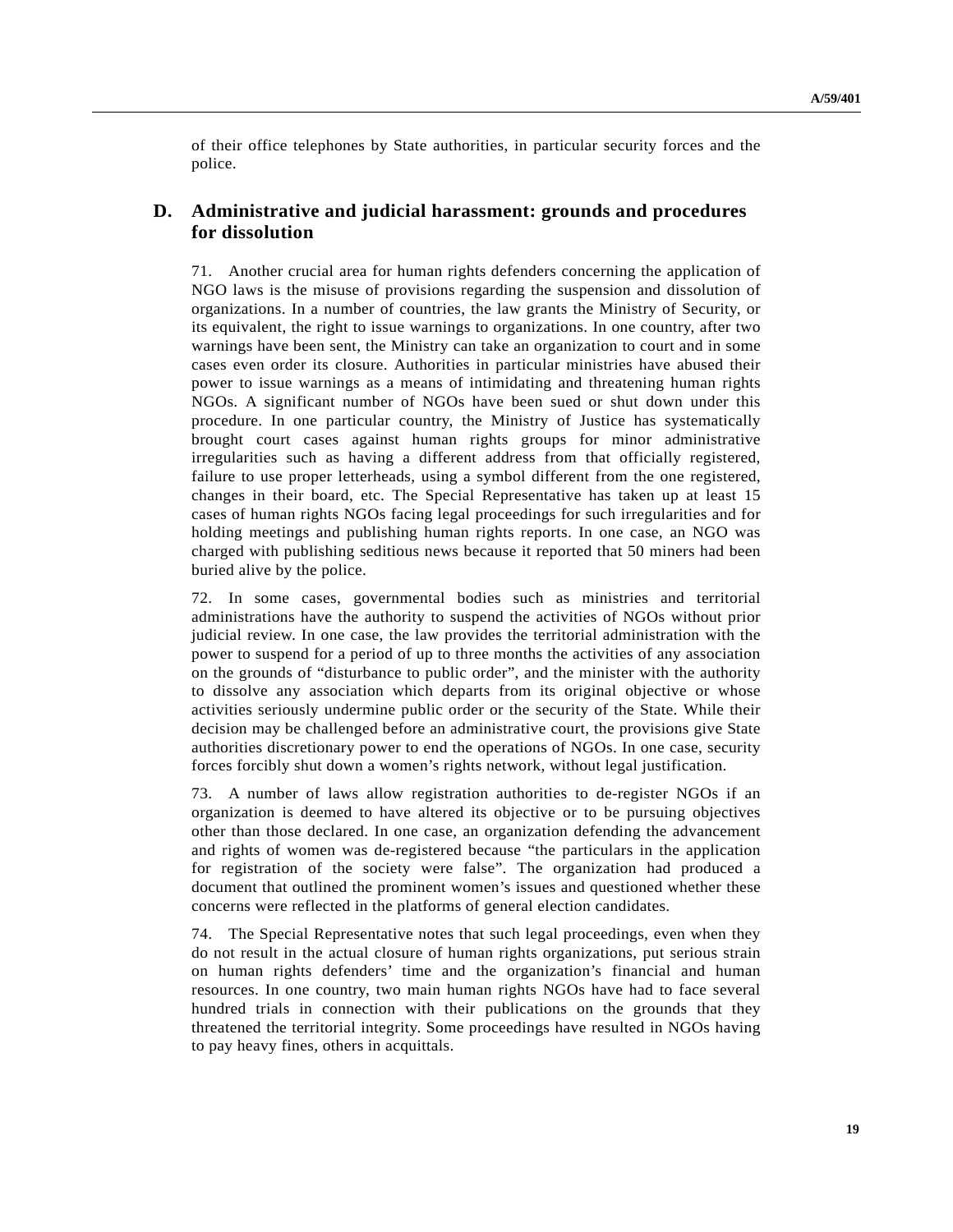of their office telephones by State authorities, in particular security forces and the police.

## D. Administrative and judicial harassment: grounds and procedures for dissolution

71. Another crucial area for human rights defenders concerning the application of NGO laws is the misuse of provisions regarding the suspension and dissolution of organizations. In a number of countries, the law grants the Ministry of Security, or its equivalent, the right to issue warnings to organizations. In one country, after two warnings have been sent, the Ministry can take an organization to court and in some cases even order its closure. Authorities in particular ministries have abused their power to issue warnings as a means of intimidating and threatening human rights NGOs. A significant number of NGOs have been sued or shut down under this procedure. In one particular country, the Ministry of Justice has systematically brought court cases against human rights groups for minor administrative irregularities such as having a different address from that officially registered, failure to use proper letterheads, using a symbol different from the one registered, changes in their board, etc. The Special Representative has taken up at least 15 cases of human rights NGOs facing legal proceedings for such irregularities and for holding meetings and publishing human rights reports. In one case, an NGO was charged with publishing seditious news because it reported that 50 miners had been buried alive by the police.

72. In some cases, governmental bodies such as ministries and territorial administrations have the authority to suspend the activities of NGOs without prior judicial review. In one case, the law provides the territorial administration with the power to suspend for a period of up to three months the activities of any association on the grounds of "disturbance to public order", and the minister with the authority to dissolve any association which departs from its original objective or whose activities seriously undermine public order or the security of the State. While their decision may be challenged before an administrative court, the provisions give State authorities discretionary power to end the operations of NGOs. In one case, security forces forcibly shut down a women's rights network, without legal justification.

73. A number of laws allow registration authorities to de-register NGOs if an organization is deemed to have altered its objective or to be pursuing objectives other than those declared. In one case, an organization defending the advancement and rights of women was de-registered because "the particulars in the application for registration of the society were false". The organization had produced a document that outlined the prominent women's issues and questioned whether these concerns were reflected in the platforms of general election candidates.

74. The Special Representative notes that such legal proceedings, even when they do not result in the actual closure of human rights organizations, put serious strain on human rights defenders' time and the organization's financial and human resources. In one country, two main human rights NGOs have had to face several hundred trials in connection with their publications on the grounds that they threatened the territorial integrity. Some proceedings have resulted in NGOs having to pay heavy fines, others in acquittals.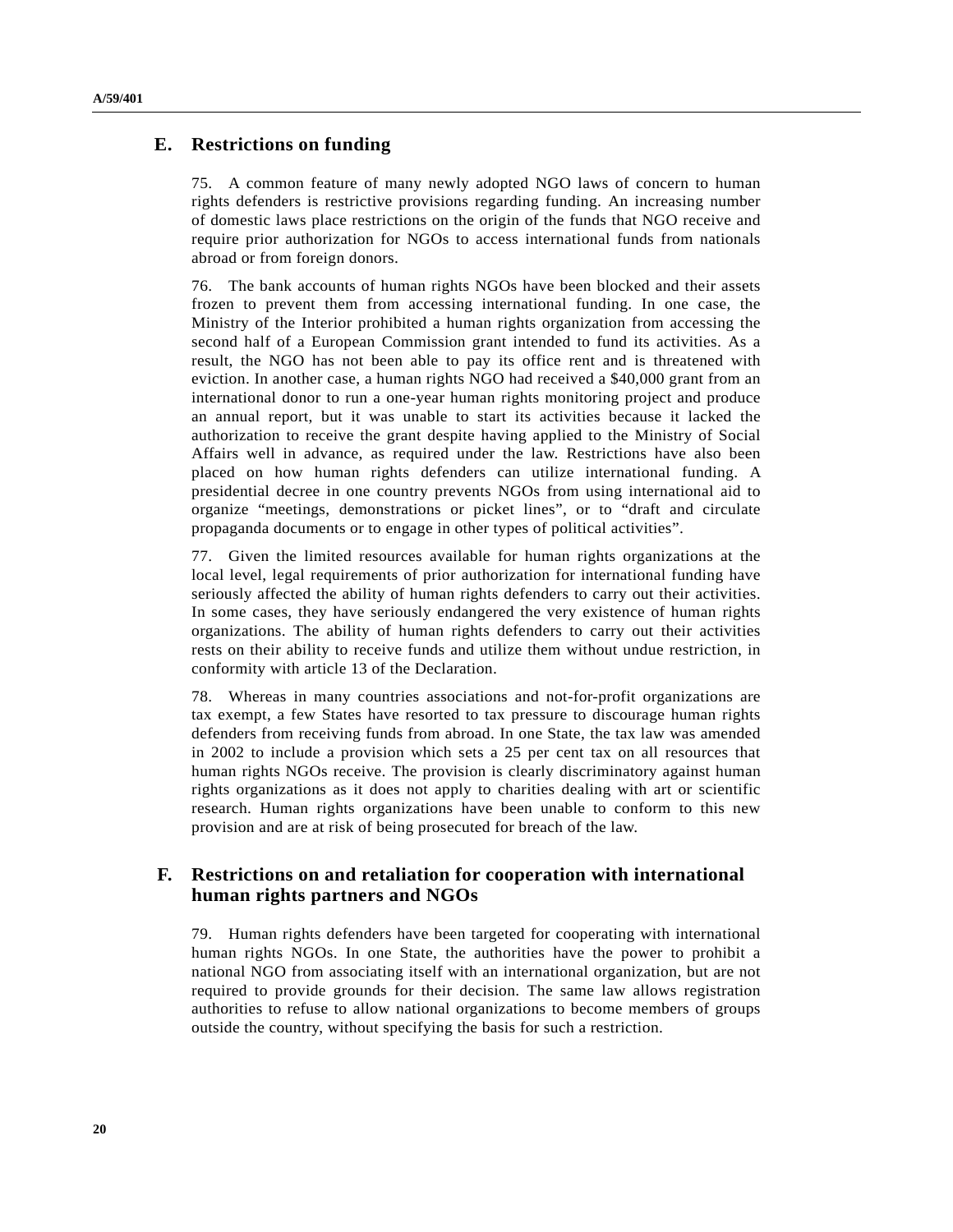## E. Restrictions on funding

75. A common feature of many newly adopted NGO laws of concern to human rights defenders is restrictive provisions regarding funding. An increasing number of domestic laws place restrictions on the origin of the funds that NGO receive and require prior authorization for NGOs to access international funds from nationals abroad or from foreign donors.

76. The bank accounts of human rights NGOs have been blocked and their assets frozen to prevent them from accessing international funding. In one case, the Ministry of the Interior prohibited a human rights organization from accessing the second half of a European Commission grant intended to fund its activities. As a result, the NGO has not been able to pay its office rent and is threatened with eviction. In another case, a human rights NGO had received a $40,000 grant from an international donor to run a one-year human rights monitoring project and produce an annual report, but it was unable to start its activities because it lacked the authorization to receive the grant despite having applied to the Ministry of Social Affairs well in advance, as required under the law. Restrictions have also been placed on how human rights defenders can utilize international funding. A presidential decree in one country prevents NGOs from using international aid to organize "meetings, demonstrations or picket lines", or to "draft and circulate propaganda documents or to engage in other types of political activities".

77. Given the limited resources available for human rights organizations at the local level, legal requirements of prior authorization for international funding have seriously affected the ability of human rights defenders to carry out their activities. In some cases, they have seriously endangered the very existence of human rights organizations. The ability of human rights defenders to carry out their activities rests on their ability to receive funds and utilize them without undue restriction, in conformity with article 13 of the Declaration.

78. Whereas in many countries associations and not-for-profit organizations are tax exempt, a few States have resorted to tax pressure to discourage human rights defenders from receiving funds from abroad. In one State, the tax law was amended in 2002 to include a provision which sets a 25 per cent tax on all resources that human rights NGOs receive. The provision is clearly discriminatory against human rights organizations as it does not apply to charities dealing with art or scientific research. Human rights organizations have been unable to conform to this new provision and are at risk of being prosecuted for breach of the law.

## F. Restrictions on and retaliation for cooperation with international human rights partners and NGOs

79. Human rights defenders have been targeted for cooperating with international human rights NGOs. In one State, the authorities have the power to prohibit a national NGO from associating itself with an international organization, but are not required to provide grounds for their decision. The same law allows registration authorities to refuse to allow national organizations to become members of groups outside the country, without specifying the basis for such a restriction.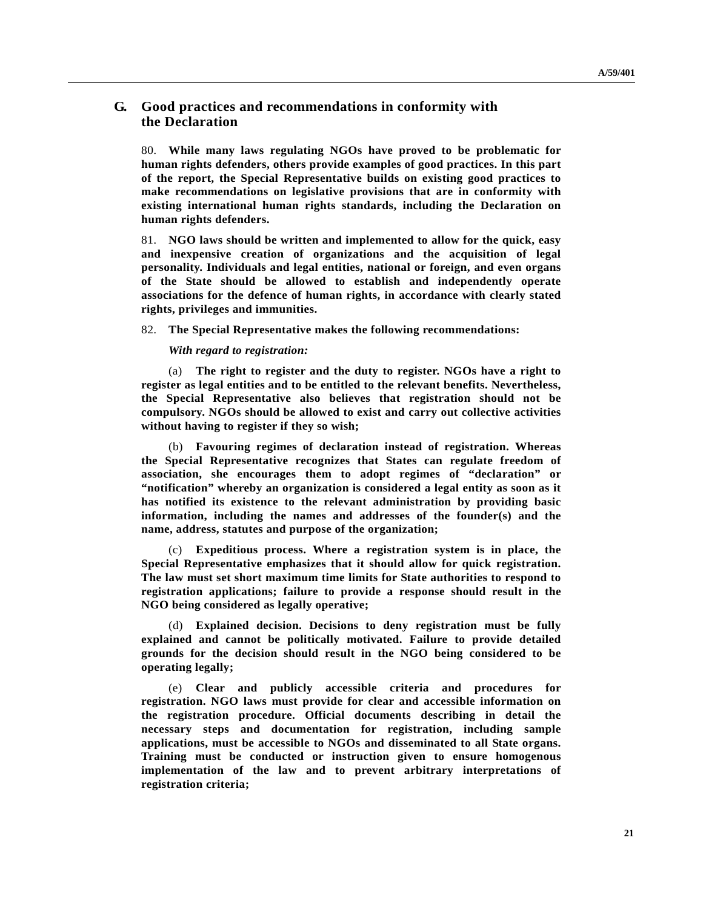## G. Good practices and recommendations in conformity with the Declaration

80. **While many laws regulating NGOs have proved to be problematic for human rights defenders, others provide examples of good practices. In this part of the report, the Special Representative builds on existing good practices to make recommendations on legislative provisions that are in conformity with existing international human rights standards, including the Declaration on human rights defenders.**

81. **NGO laws should be written and implemented to allow for the quick, easy and inexpensive creation of organizations and the acquisition of legal personality. Individuals and legal entities, national or foreign, and even organs of the State should be allowed to establish and independently operate associations for the defence of human rights, in accordance with clearly stated rights, privileges and immunities.**

82. **The Special Representative makes the following recommendations:**

***With regard to registration:***

(a) **The right to register and the duty to register. NGOs have a right to register as legal entities and to be entitled to the relevant benefits. Nevertheless, the Special Representative also believes that registration should not be compulsory. NGOs should be allowed to exist and carry out collective activities without having to register if they so wish;**

(b) **Favouring regimes of declaration instead of registration. Whereas the Special Representative recognizes that States can regulate freedom of association, she encourages them to adopt regimes of "declaration" or "notification" whereby an organization is considered a legal entity as soon as it has notified its existence to the relevant administration by providing basic information, including the names and addresses of the founder(s) and the name, address, statutes and purpose of the organization;**

(c) **Expeditious process. Where a registration system is in place, the Special Representative emphasizes that it should allow for quick registration. The law must set short maximum time limits for State authorities to respond to registration applications; failure to provide a response should result in the NGO being considered as legally operative;**

(d) **Explained decision. Decisions to deny registration must be fully explained and cannot be politically motivated. Failure to provide detailed grounds for the decision should result in the NGO being considered to be operating legally;**

(e) **Clear and publicly accessible criteria and procedures for registration. NGO laws must provide for clear and accessible information on the registration procedure. Official documents describing in detail the necessary steps and documentation for registration, including sample applications, must be accessible to NGOs and disseminated to all State organs. Training must be conducted or instruction given to ensure homogenous implementation of the law and to prevent arbitrary interpretations of registration criteria;**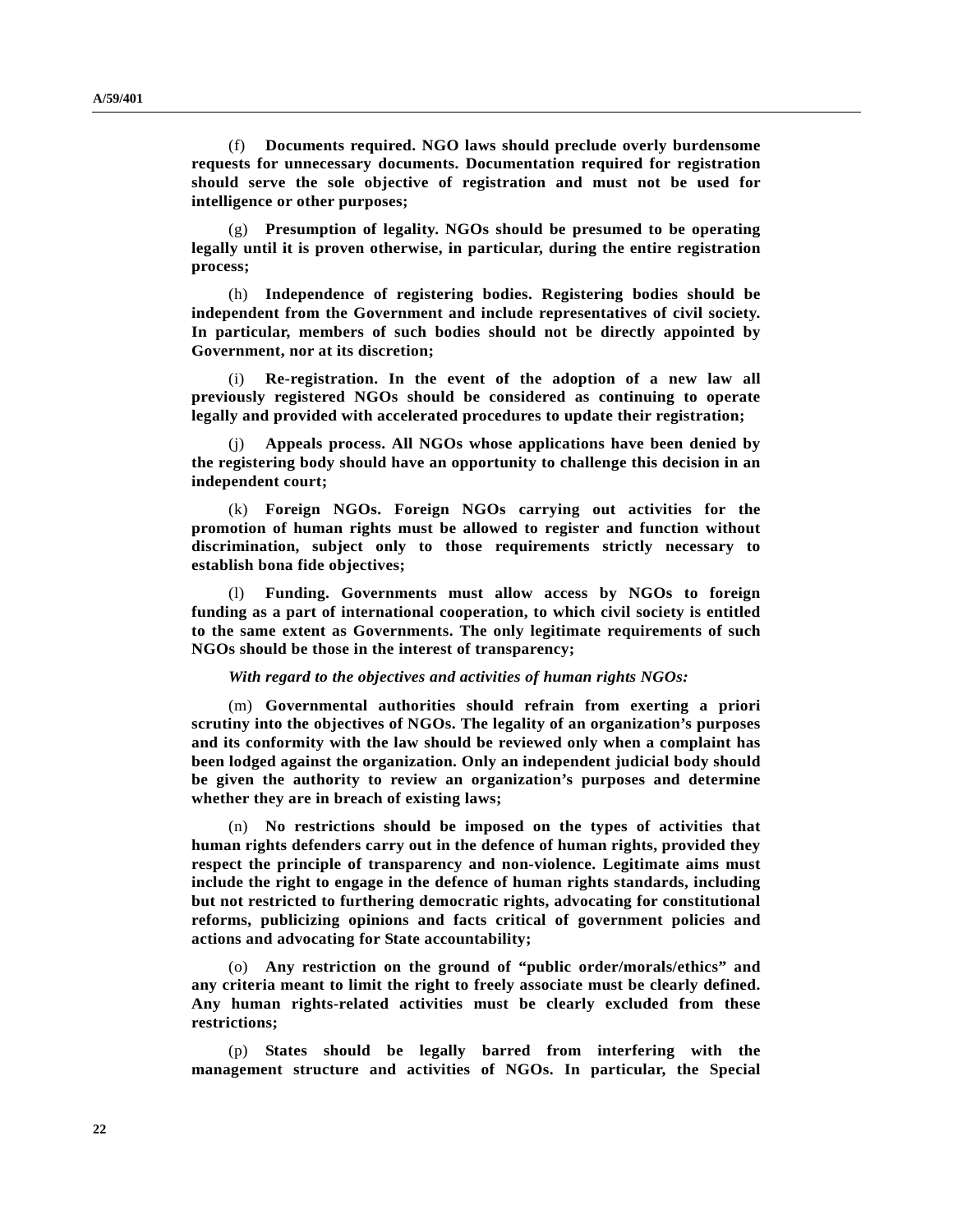(f) **Documents required. NGO laws should preclude overly burdensome requests for unnecessary documents. Documentation required for registration should serve the sole objective of registration and must not be used for intelligence or other purposes;**

(g) **Presumption of legality. NGOs should be presumed to be operating legally until it is proven otherwise, in particular, during the entire registration process;**

(h) **Independence of registering bodies. Registering bodies should be independent from the Government and include representatives of civil society. In particular, members of such bodies should not be directly appointed by Government, nor at its discretion;**

(i) **Re-registration. In the event of the adoption of a new law all previously registered NGOs should be considered as continuing to operate legally and provided with accelerated procedures to update their registration;**

(j) **Appeals process. All NGOs whose applications have been denied by the registering body should have an opportunity to challenge this decision in an independent court;**

(k) **Foreign NGOs. Foreign NGOs carrying out activities for the promotion of human rights must be allowed to register and function without discrimination, subject only to those requirements strictly necessary to establish bona fide objectives;**

(l) **Funding. Governments must allow access by NGOs to foreign funding as a part of international cooperation, to which civil society is entitled to the same extent as Governments. The only legitimate requirements of such NGOs should be those in the interest of transparency;**

***With regard to the objectives and activities of human rights NGOs:***

(m) **Governmental authorities should refrain from exerting a priori scrutiny into the objectives of NGOs. The legality of an organization's purposes and its conformity with the law should be reviewed only when a complaint has been lodged against the organization. Only an independent judicial body should be given the authority to review an organization's purposes and determine whether they are in breach of existing laws;**

(n) **No restrictions should be imposed on the types of activities that human rights defenders carry out in the defence of human rights, provided they respect the principle of transparency and non-violence. Legitimate aims must include the right to engage in the defence of human rights standards, including but not restricted to furthering democratic rights, advocating for constitutional reforms, publicizing opinions and facts critical of government policies and actions and advocating for State accountability;**

(o) **Any restriction on the ground of "public order/morals/ethics" and any criteria meant to limit the right to freely associate must be clearly defined. Any human rights-related activities must be clearly excluded from these restrictions;**

(p) **States should be legally barred from interfering with the management structure and activities of NGOs. In particular, the Special**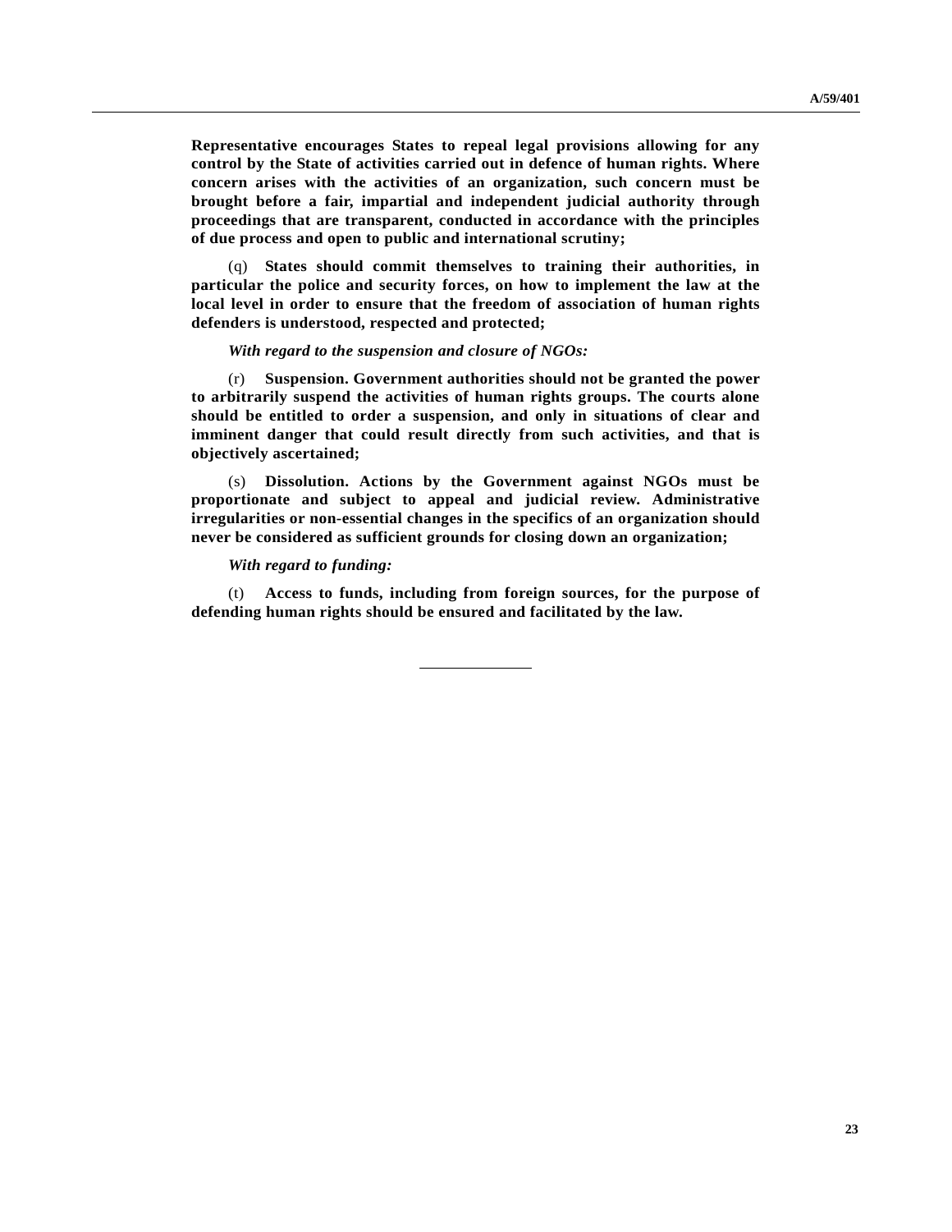**Representative encourages States to repeal legal provisions allowing for any control by the State of activities carried out in defence of human rights. Where concern arises with the activities of an organization, such concern must be brought before a fair, impartial and independent judicial authority through proceedings that are transparent, conducted in accordance with the principles of due process and open to public and international scrutiny;**

(q) **States should commit themselves to training their authorities, in particular the police and security forces, on how to implement the law at the local level in order to ensure that the freedom of association of human rights defenders is understood, respected and protected;**

***With regard to the suspension and closure of NGOs:***

(r) **Suspension. Government authorities should not be granted the power to arbitrarily suspend the activities of human rights groups. The courts alone should be entitled to order a suspension, and only in situations of clear and imminent danger that could result directly from such activities, and that is objectively ascertained;**

(s) **Dissolution. Actions by the Government against NGOs must be proportionate and subject to appeal and judicial review. Administrative irregularities or non-essential changes in the specifics of an organization should never be considered as sufficient grounds for closing down an organization;**

***With regard to funding:***

(t) **Access to funds, including from foreign sources, for the purpose of defending human rights should be ensured and facilitated by the law.**